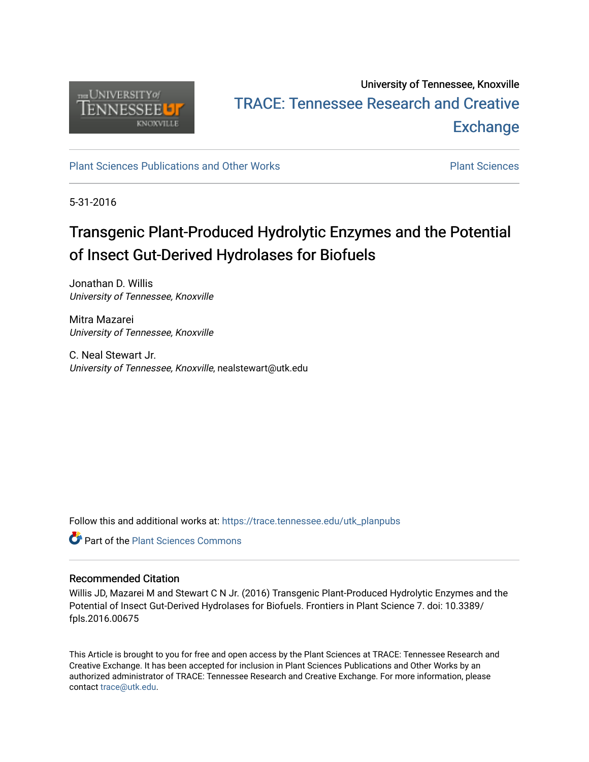University of Tennessee, Knoxville

TRACE: Tennessee Research and Creative Exchange

Plant Sciences Publications and Other Works

Plant Sciences

5-31-2016

# Transgenic Plant-Produced Hydrolytic Enzymes and the Potential of Insect Gut-Derived Hydrolases for Biofuels

Jonathan D. Willis
*University of Tennessee, Knoxville*

Mitra Mazarei
*University of Tennessee, Knoxville*

C. Neal Stewart Jr.
*University of Tennessee, Knoxville*, nealstewart@utk.edu

Follow this and additional works at: https://trace.tennessee.edu/utk_planpubs

Part of the Plant Sciences Commons

### Recommended Citation

Willis JD, Mazarei M and Stewart C N Jr. (2016) Transgenic Plant-Produced Hydrolytic Enzymes and the Potential of Insect Gut-Derived Hydrolases for Biofuels. Frontiers in Plant Science 7. doi: 10.3389/fpls.2016.00675

This Article is brought to you for free and open access by the Plant Sciences at TRACE: Tennessee Research and Creative Exchange. It has been accepted for inclusion in Plant Sciences Publications and Other Works by an authorized administrator of TRACE: Tennessee Research and Creative Exchange. For more information, please contact trace@utk.edu.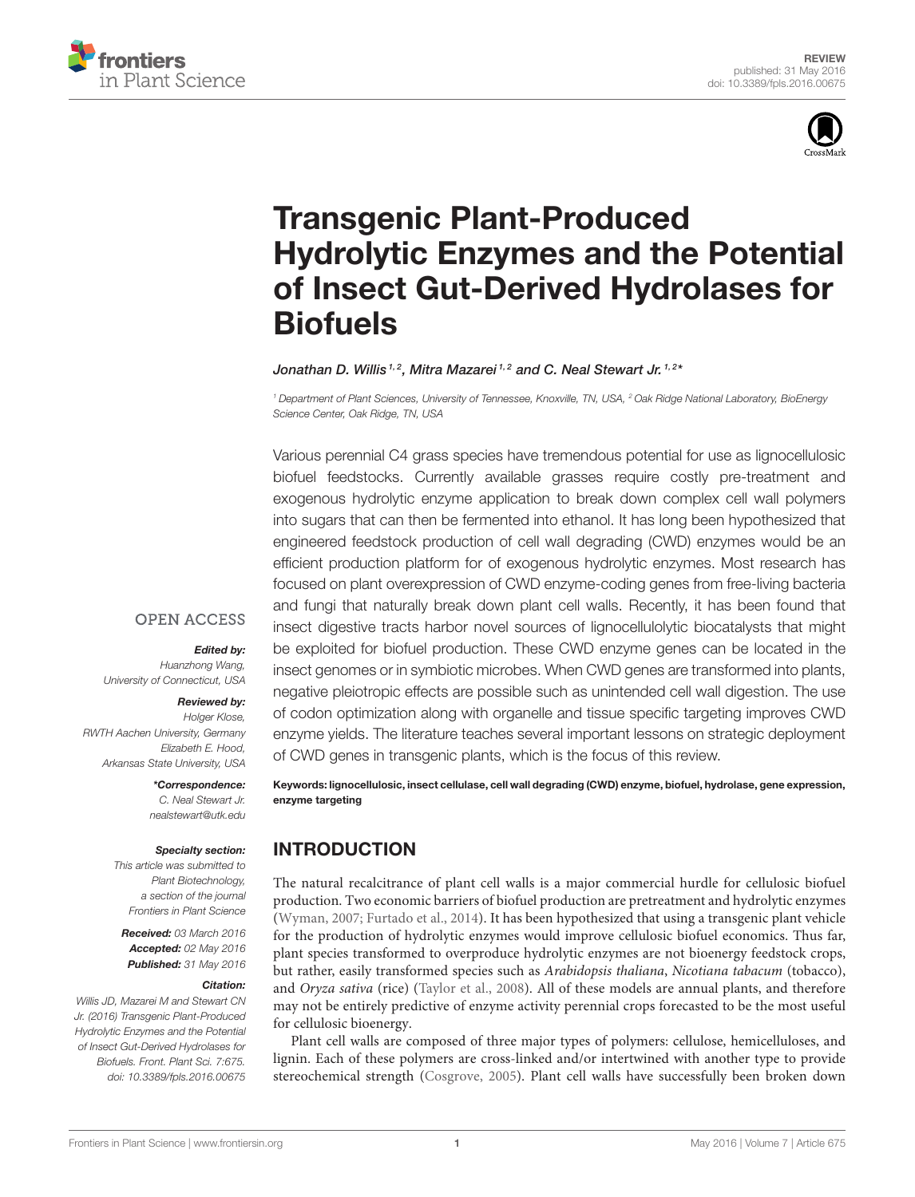# Transgenic Plant-Produced Hydrolytic Enzymes and the Potential of Insect Gut-Derived Hydrolases for Biofuels

*Jonathan D. Willis*[1,2], *Mitra Mazarei*[1,2] *and C. Neal Stewart Jr.*[1,2]*

[1] Department of Plant Sciences, University of Tennessee, Knoxville, TN, USA, [2] Oak Ridge National Laboratory, BioEnergy Science Center, Oak Ridge, TN, USA

Various perennial C4 grass species have tremendous potential for use as lignocellulosic biofuel feedstocks. Currently available grasses require costly pre-treatment and exogenous hydrolytic enzyme application to break down complex cell wall polymers into sugars that can then be fermented into ethanol. It has long been hypothesized that engineered feedstock production of cell wall degrading (CWD) enzymes would be an efficient production platform for of exogenous hydrolytic enzymes. Most research has focused on plant overexpression of CWD enzyme-coding genes from free-living bacteria and fungi that naturally break down plant cell walls. Recently, it has been found that insect digestive tracts harbor novel sources of lignocellulolytic biocatalysts that might be exploited for biofuel production. These CWD enzyme genes can be located in the insect genomes or in symbiotic microbes. When CWD genes are transformed into plants, negative pleiotropic effects are possible such as unintended cell wall digestion. The use of codon optimization along with organelle and tissue specific targeting improves CWD enzyme yields. The literature teaches several important lessons on strategic deployment of CWD genes in transgenic plants, which is the focus of this review.

**Keywords: lignocellulosic, insect cellulase, cell wall degrading (CWD) enzyme, biofuel, hydrolase, gene expression, enzyme targeting**

OPEN ACCESS

***Edited by:***
*Huanzhong Wang,*
*University of Connecticut, USA*

***Reviewed by:***
*Holger Klose,*
*RWTH Aachen University, Germany*
*Elizabeth E. Hood,*
*Arkansas State University, USA*

****Correspondence:***
*C. Neal Stewart Jr.*
*nealstewart@utk.edu*

***Specialty section:***
*This article was submitted to Plant Biotechnology, a section of the journal Frontiers in Plant Science*

***Received:*** *03 March 2016*
***Accepted:*** *02 May 2016*
***Published:*** *31 May 2016*

***Citation:***
*Willis JD, Mazarei M and Stewart CN Jr. (2016) Transgenic Plant-Produced Hydrolytic Enzymes and the Potential of Insect Gut-Derived Hydrolases for Biofuels. Front. Plant Sci. 7:675. doi: 10.3389/fpls.2016.00675*

## INTRODUCTION

The natural recalcitrance of plant cell walls is a major commercial hurdle for cellulosic biofuel production. Two economic barriers of biofuel production are pretreatment and hydrolytic enzymes (Wyman, 2007; Furtado et al., 2014). It has been hypothesized that using a transgenic plant vehicle for the production of hydrolytic enzymes would improve cellulosic biofuel economics. Thus far, plant species transformed to overproduce hydrolytic enzymes are not bioenergy feedstock crops, but rather, easily transformed species such as *Arabidopsis thaliana*, *Nicotiana tabacum* (tobacco), and *Oryza sativa* (rice) (Taylor et al., 2008). All of these models are annual plants, and therefore may not be entirely predictive of enzyme activity perennial crops forecasted to be the most useful for cellulosic bioenergy.

Plant cell walls are composed of three major types of polymers: cellulose, hemicelluloses, and lignin. Each of these polymers are cross-linked and/or intertwined with another type to provide stereochemical strength (Cosgrove, 2005). Plant cell walls have successfully been broken down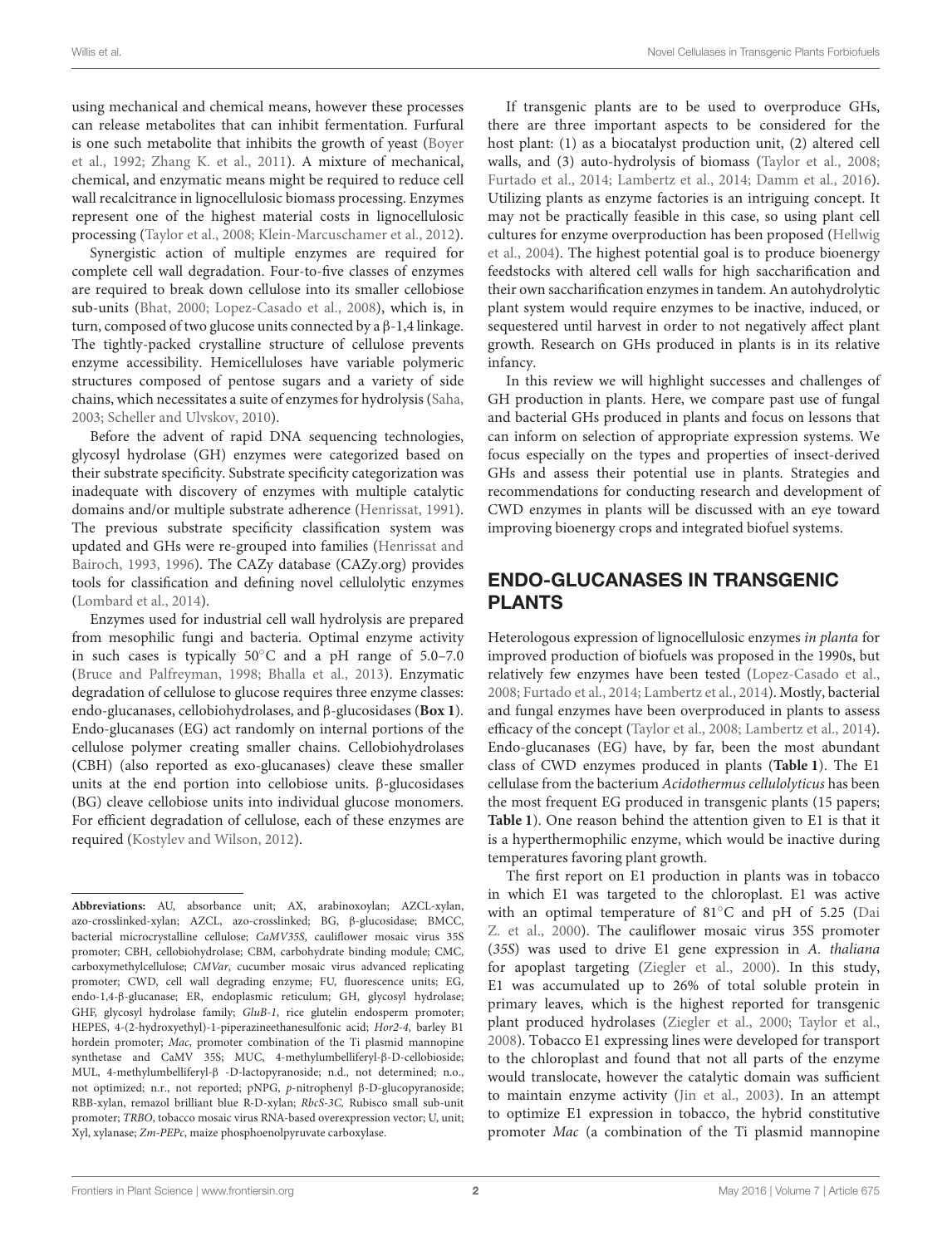using mechanical and chemical means, however these processes can release metabolites that can inhibit fermentation. Furfural is one such metabolite that inhibits the growth of yeast (Boyer et al., 1992; Zhang K. et al., 2011). A mixture of mechanical, chemical, and enzymatic means might be required to reduce cell wall recalcitrance in lignocellulosic biomass processing. Enzymes represent one of the highest material costs in lignocellulosic processing (Taylor et al., 2008; Klein-Marcuschamer et al., 2012).

Synergistic action of multiple enzymes are required for complete cell wall degradation. Four-to-five classes of enzymes are required to break down cellulose into its smaller cellobiose sub-units (Bhat, 2000; Lopez-Casado et al., 2008), which is, in turn, composed of two glucose units connected by a β-1,4 linkage. The tightly-packed crystalline structure of cellulose prevents enzyme accessibility. Hemicelluloses have variable polymeric structures composed of pentose sugars and a variety of side chains, which necessitates a suite of enzymes for hydrolysis (Saha, 2003; Scheller and Ulvskov, 2010).

Before the advent of rapid DNA sequencing technologies, glycosyl hydrolase (GH) enzymes were categorized based on their substrate specificity. Substrate specificity categorization was inadequate with discovery of enzymes with multiple catalytic domains and/or multiple substrate adherence (Henrissat, 1991). The previous substrate specificity classification system was updated and GHs were re-grouped into families (Henrissat and Bairoch, 1993, 1996). The CAZy database (CAZy.org) provides tools for classification and defining novel cellulolytic enzymes (Lombard et al., 2014).

Enzymes used for industrial cell wall hydrolysis are prepared from mesophilic fungi and bacteria. Optimal enzyme activity in such cases is typically 50°C and a pH range of 5.0–7.0 (Bruce and Palfreyman, 1998; Bhalla et al., 2013). Enzymatic degradation of cellulose to glucose requires three enzyme classes: endo-glucanases, cellobiohydrolases, and β-glucosidases (**Box 1**). Endo-glucanases (EG) act randomly on internal portions of the cellulose polymer creating smaller chains. Cellobiohydrolases (CBH) (also reported as exo-glucanases) cleave these smaller units at the end portion into cellobiose units. β-glucosidases (BG) cleave cellobiose units into individual glucose monomers. For efficient degradation of cellulose, each of these enzymes are required (Kostylev and Wilson, 2012).

**Abbreviations:** AU, absorbance unit; AX, arabinoxylan; AZCL-xylan, azo-crosslinked-xylan; AZCL, azo-crosslinked; BG, β-glucosidase; BMCC, bacterial microcrystalline cellulose; *CaMV35S*, cauliflower mosaic virus 35S promoter; CBH, cellobiohydrolase; CBM, carbohydrate binding module; CMC, carboxymethylcellulose; *CMVar*, cucumber mosaic virus advanced replicating promoter; CWD, cell wall degrading enzyme; FU, fluorescence units; EG, endo-1,4-β-glucanase; ER, endoplasmic reticulum; GH, glycosyl hydrolase; GHF, glycosyl hydrolase family; *GluB-1*, rice glutelin endosperm promoter; HEPES, 4-(2-hydroxyethyl)-1-piperazineethanesulfonic acid; *Hor2-4*, barley B1 hordein promoter; *Mac*, promoter combination of the Ti plasmid mannopine synthetase and CaMV 35S; MUC, 4-methylumbelliferyl-β-D-cellobioside; MUL, 4-methylumbelliferyl-β -D-lactopyranoside; n.d., not determined; n.o., not optimized; n.r., not reported; pNPG, *p*-nitrophenyl β-D-glucopyranoside; RBB-xylan, remazol brilliant blue R-D-xylan; *RbcS-3C*, Rubisco small sub-unit promoter; *TRBO*, tobacco mosaic virus RNA-based overexpression vector; U, unit; Xyl, xylanase; *Zm-PEPc*, maize phosphoenolpyruvate carboxylase.

If transgenic plants are to be used to overproduce GHs, there are three important aspects to be considered for the host plant: (1) as a biocatalyst production unit, (2) altered cell walls, and (3) auto-hydrolysis of biomass (Taylor et al., 2008; Furtado et al., 2014; Lambertz et al., 2014; Damm et al., 2016). Utilizing plants as enzyme factories is an intriguing concept. It may not be practically feasible in this case, so using plant cell cultures for enzyme overproduction has been proposed (Hellwig et al., 2004). The highest potential goal is to produce bioenergy feedstocks with altered cell walls for high saccharification and their own saccharification enzymes in tandem. An autohydrolytic plant system would require enzymes to be inactive, induced, or sequestered until harvest in order to not negatively affect plant growth. Research on GHs produced in plants is in its relative infancy.

In this review we will highlight successes and challenges of GH production in plants. Here, we compare past use of fungal and bacterial GHs produced in plants and focus on lessons that can inform on selection of appropriate expression systems. We focus especially on the types and properties of insect-derived GHs and assess their potential use in plants. Strategies and recommendations for conducting research and development of CWD enzymes in plants will be discussed with an eye toward improving bioenergy crops and integrated biofuel systems.

## ENDO-GLUCANASES IN TRANSGENIC PLANTS

Heterologous expression of lignocellulosic enzymes *in planta* for improved production of biofuels was proposed in the 1990s, but relatively few enzymes have been tested (Lopez-Casado et al., 2008; Furtado et al., 2014; Lambertz et al., 2014). Mostly, bacterial and fungal enzymes have been overproduced in plants to assess efficacy of the concept (Taylor et al., 2008; Lambertz et al., 2014). Endo-glucanases (EG) have, by far, been the most abundant class of CWD enzymes produced in plants (**Table 1**). The E1 cellulase from the bacterium *Acidothermus cellulolyticus* has been the most frequent EG produced in transgenic plants (15 papers; **Table 1**). One reason behind the attention given to E1 is that it is a hyperthermophilic enzyme, which would be inactive during temperatures favoring plant growth.

The first report on E1 production in plants was in tobacco in which E1 was targeted to the chloroplast. E1 was active with an optimal temperature of 81°C and pH of 5.25 (Dai Z. et al., 2000). The cauliflower mosaic virus 35S promoter (*35S*) was used to drive E1 gene expression in *A. thaliana* for apoplast targeting (Ziegler et al., 2000). In this study, E1 was accumulated up to 26% of total soluble protein in primary leaves, which is the highest reported for transgenic plant produced hydrolases (Ziegler et al., 2000; Taylor et al., 2008). Tobacco E1 expressing lines were developed for transport to the chloroplast and found that not all parts of the enzyme would translocate, however the catalytic domain was sufficient to maintain enzyme activity (Jin et al., 2003). In an attempt to optimize E1 expression in tobacco, the hybrid constitutive promoter *Mac* (a combination of the Ti plasmid mannopine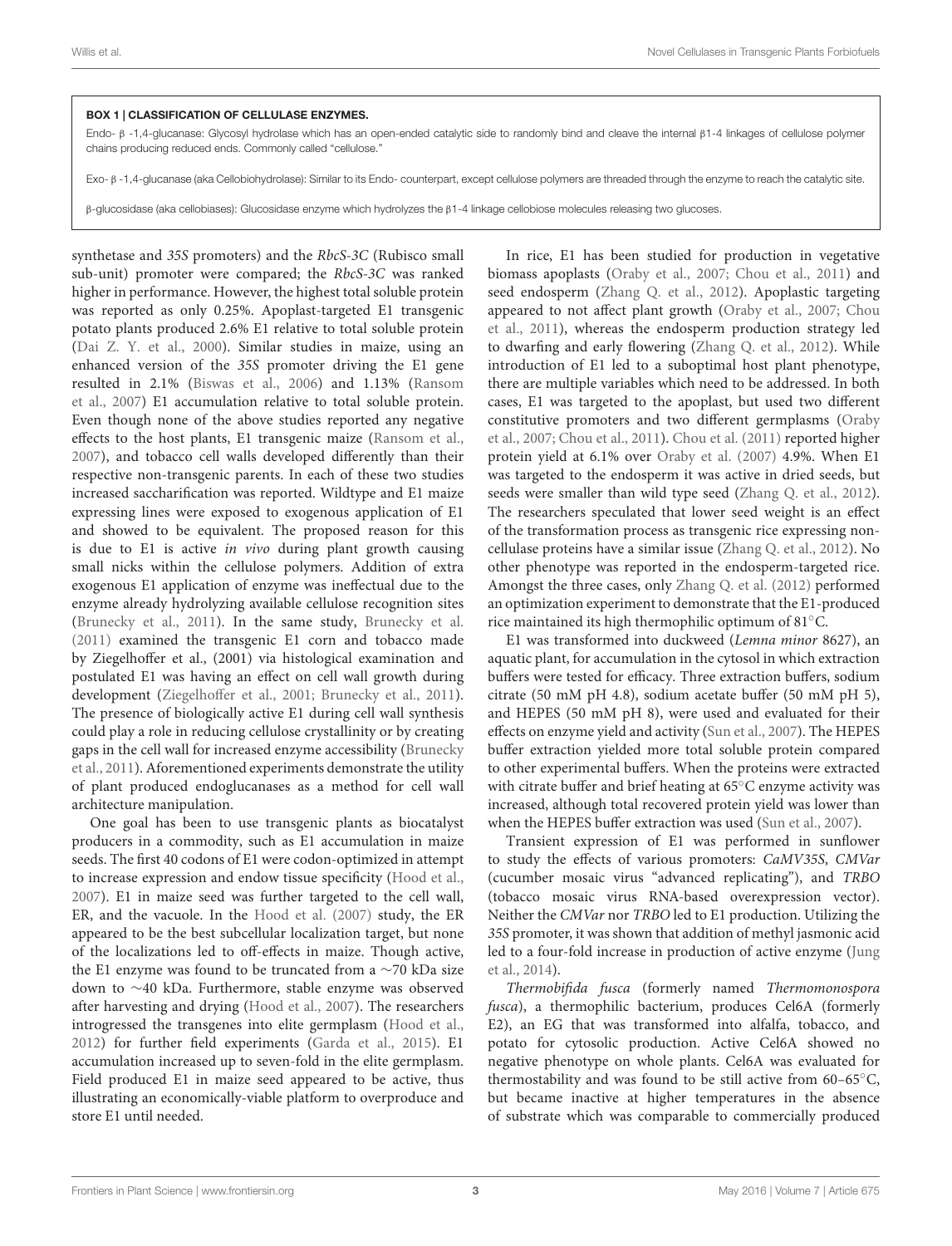**BOX 1 | CLASSIFICATION OF CELLULASE ENZYMES.**

Endo- β -1,4-glucanase: Glycosyl hydrolase which has an open-ended catalytic side to randomly bind and cleave the internal β1-4 linkages of cellulose polymer chains producing reduced ends. Commonly called "cellulose."

Exo- β -1,4-glucanase (aka Cellobiohydrolase): Similar to its Endo- counterpart, except cellulose polymers are threaded through the enzyme to reach the catalytic site.

β-glucosidase (aka cellobiases): Glucosidase enzyme which hydrolyzes the β1-4 linkage cellobiose molecules releasing two glucoses.

synthetase and *35S* promoters) and the *RbcS-3C* (Rubisco small sub-unit) promoter were compared; the *RbcS-3C* was ranked higher in performance. However, the highest total soluble protein was reported as only 0.25%. Apoplast-targeted E1 transgenic potato plants produced 2.6% E1 relative to total soluble protein (Dai Z. Y. et al., 2000). Similar studies in maize, using an enhanced version of the *35S* promoter driving the E1 gene resulted in 2.1% (Biswas et al., 2006) and 1.13% (Ransom et al., 2007) E1 accumulation relative to total soluble protein. Even though none of the above studies reported any negative effects to the host plants, E1 transgenic maize (Ransom et al., 2007), and tobacco cell walls developed differently than their respective non-transgenic parents. In each of these two studies increased saccharification was reported. Wildtype and E1 maize expressing lines were exposed to exogenous application of E1 and showed to be equivalent. The proposed reason for this is due to E1 is active *in vivo* during plant growth causing small nicks within the cellulose polymers. Addition of extra exogenous E1 application of enzyme was ineffectual due to the enzyme already hydrolyzing available cellulose recognition sites (Brunecky et al., 2011). In the same study, Brunecky et al. (2011) examined the transgenic E1 corn and tobacco made by Ziegelhoffer et al., (2001) via histological examination and postulated E1 was having an effect on cell wall growth during development (Ziegelhoffer et al., 2001; Brunecky et al., 2011). The presence of biologically active E1 during cell wall synthesis could play a role in reducing cellulose crystallinity or by creating gaps in the cell wall for increased enzyme accessibility (Brunecky et al., 2011). Aforementioned experiments demonstrate the utility of plant produced endoglucanases as a method for cell wall architecture manipulation.

One goal has been to use transgenic plants as biocatalyst producers in a commodity, such as E1 accumulation in maize seeds. The first 40 codons of E1 were codon-optimized in attempt to increase expression and endow tissue specificity (Hood et al., 2007). E1 in maize seed was further targeted to the cell wall, ER, and the vacuole. In the Hood et al. (2007) study, the ER appeared to be the best subcellular localization target, but none of the localizations led to off-effects in maize. Though active, the E1 enzyme was found to be truncated from a ∼70 kDa size down to ∼40 kDa. Furthermore, stable enzyme was observed after harvesting and drying (Hood et al., 2007). The researchers introgressed the transgenes into elite germplasm (Hood et al., 2012) for further field experiments (Garda et al., 2015). E1 accumulation increased up to seven-fold in the elite germplasm. Field produced E1 in maize seed appeared to be active, thus illustrating an economically-viable platform to overproduce and store E1 until needed.

In rice, E1 has been studied for production in vegetative biomass apoplasts (Oraby et al., 2007; Chou et al., 2011) and seed endosperm (Zhang Q. et al., 2012). Apoplastic targeting appeared to not affect plant growth (Oraby et al., 2007; Chou et al., 2011), whereas the endosperm production strategy led to dwarfing and early flowering (Zhang Q. et al., 2012). While introduction of E1 led to a suboptimal host plant phenotype, there are multiple variables which need to be addressed. In both cases, E1 was targeted to the apoplast, but used two different constitutive promoters and two different germplasms (Oraby et al., 2007; Chou et al., 2011). Chou et al. (2011) reported higher protein yield at 6.1% over Oraby et al. (2007) 4.9%. When E1 was targeted to the endosperm it was active in dried seeds, but seeds were smaller than wild type seed (Zhang Q. et al., 2012). The researchers speculated that lower seed weight is an effect of the transformation process as transgenic rice expressing non-cellulase proteins have a similar issue (Zhang Q. et al., 2012). No other phenotype was reported in the endosperm-targeted rice. Amongst the three cases, only Zhang Q. et al. (2012) performed an optimization experiment to demonstrate that the E1-produced rice maintained its high thermophilic optimum of 81°C.

E1 was transformed into duckweed (*Lemna minor* 8627), an aquatic plant, for accumulation in the cytosol in which extraction buffers were tested for efficacy. Three extraction buffers, sodium citrate (50 mM pH 4.8), sodium acetate buffer (50 mM pH 5), and HEPES (50 mM pH 8), were used and evaluated for their effects on enzyme yield and activity (Sun et al., 2007). The HEPES buffer extraction yielded more total soluble protein compared to other experimental buffers. When the proteins were extracted with citrate buffer and brief heating at 65°C enzyme activity was increased, although total recovered protein yield was lower than when the HEPES buffer extraction was used (Sun et al., 2007).

Transient expression of E1 was performed in sunflower to study the effects of various promoters: *CaMV35S*, *CMVar* (cucumber mosaic virus "advanced replicating"), and *TRBO* (tobacco mosaic virus RNA-based overexpression vector). Neither the *CMVar* nor *TRBO* led to E1 production. Utilizing the *35S* promoter, it was shown that addition of methyl jasmonic acid led to a four-fold increase in production of active enzyme (Jung et al., 2014).

*Thermobifida fusca* (formerly named *Thermomonospora fusca*), a thermophilic bacterium, produces Cel6A (formerly E2), an EG that was transformed into alfalfa, tobacco, and potato for cytosolic production. Active Cel6A showed no negative phenotype on whole plants. Cel6A was evaluated for thermostability and was found to be still active from 60–65°C, but became inactive at higher temperatures in the absence of substrate which was comparable to commercially produced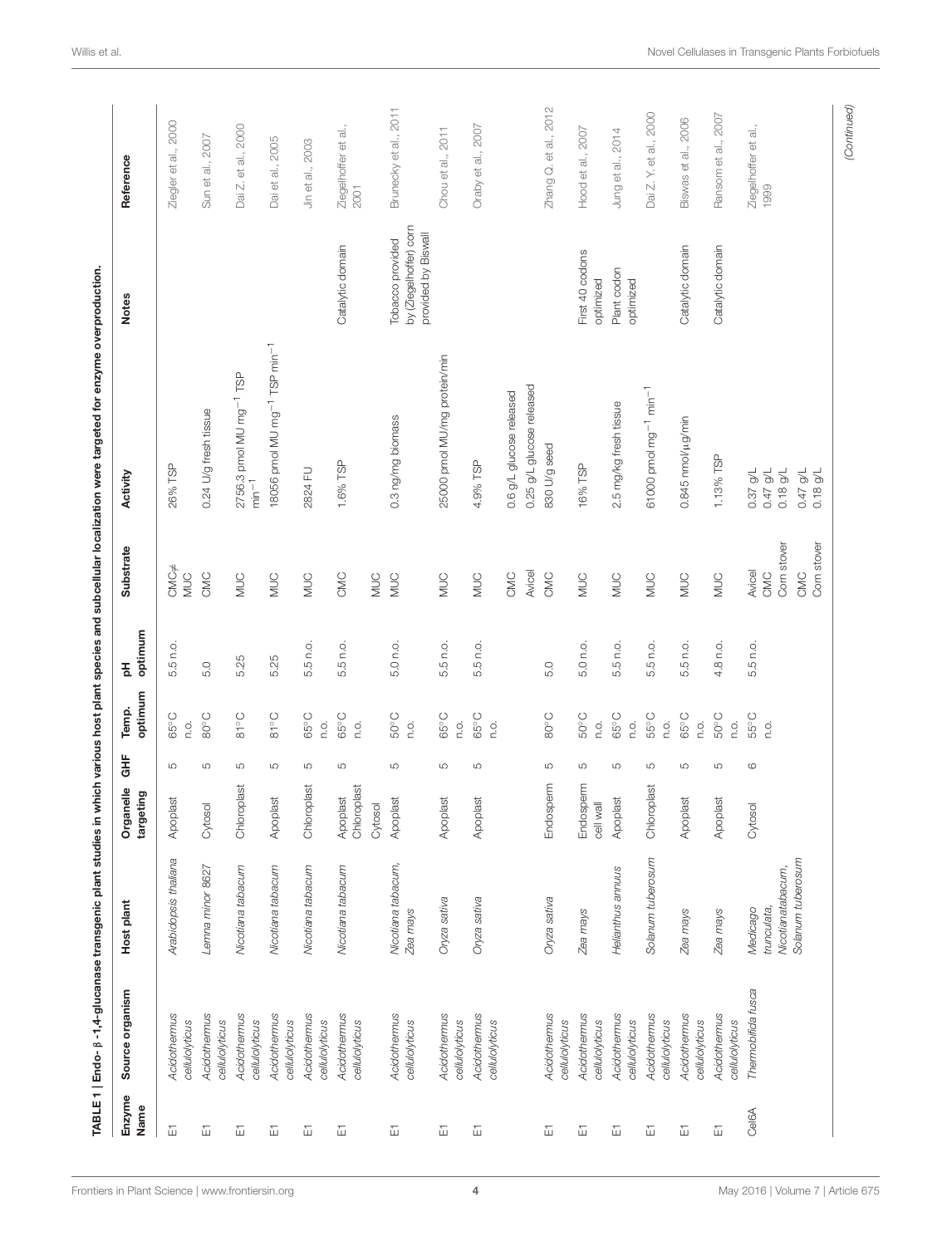**TABLE 1 | Endo- β -1,4-glucanase transgenic plant studies in which various host plant species and subcellular localization were targeted for enzyme overproduction.**

| Enzyme Name | Source organism | Host plant | Organelle targeting | GHF | Temp. optimum | pH optimum | Substrate | Activity | Notes | Reference |
|---|---|---|---|---|---|---|---|---|---|---|
| E1 | *Acidothermus cellulolyticus* | *Arabidopsis thaliana* | Apoplast | 5 | 65°C n.o. | 5.5 n.o. | CMC≠ MUC | 26% TSP | | Ziegler et al., 2000 |
| E1 | *Acidothermus cellulolyticus* | *Lemna minor 8627* | Cytosol | 5 | 80°C | 5.0 | CMC | 0.24 U/g fresh tissue | | Sun et al., 2007 |
| E1 | *Acidothermus cellulolyticus* | *Nicotiana tabacum* | Chloroplast | 5 | 81°C | 5.25 | MUC | 2756.3 pmol MU mg$^{-1}$ TSP min$^{-1}$ | | Dai Z. et al., 2000 |
| E1 | *Acidothermus cellulolyticus* | *Nicotiana tabacum* | Apoplast | 5 | 81°C | 5.25 | MUC | 18056 pmol MU mg$^{-1}$ TSP min$^{-1}$ | | Dai et al., 2005 |
| E1 | *Acidothermus cellulolyticus* | *Nicotiana tabacum* | Chloroplast | 5 | 65°C | 5.5 n.o. | MUC | 2824 FU | | Jin et al., 2003 |
| E1 | *Acidothermus cellulolyticus* | *Nicotiana tabacum* | Apoplast Chloroplast Cytosol | 5 | 65°C n.o. | 5.5 n.o. | CMC MUC | 1.6% TSP | Catalytic domain | Ziegelhoffer et al., 2001 |
| E1 | *Acidothermus cellulolyticus* | *Nicotiana tabacum, Zea mays* | Apoplast | 5 | 50°C n.o. | 5.0 n.o. | MUC | 0.3 ng/mg biomass | Tobacco provided by (Ziegelhoffer) corn provided by Biswall | Brunecky et al., 2011 |
| E1 | *Acidothermus cellulolyticus* | *Oryza sativa* | Apoplast | 5 | 65°C n.o. | 5.5 n.o. | MUC | 25000 pmol MU/mg protein/min | | Chou et al., 2011 |
| E1 | *Acidothermus cellulolyticus* | *Oryza sativa* | Apoplast | 5 | 65°C n.o. | 5.5 n.o. | MUC CMC Avicel | 4.9% TSP 0.6 g/L glucose released 0.25 g/L glucose released | | Oraby et al., 2007 |
| E1 | *Acidothermus cellulolyticus* | *Oryza sativa* | Endosperm | 5 | 80°C | 5.0 | CMC | 830 U/g seed | | Zhang Q. et al., 2012 |
| E1 | *Acidothermus cellulolyticus* | *Zea mays* | Endosperm cell wall | 5 | 50°C n.o. | 5.0 n.o. | MUC | 16% TSP | First 40 codons optimized | Hood et al., 2007 |
| E1 | *Acidothermus cellulolyticus* | *Helianthus annuus* | Apoplast | 5 | 65°C n.o. | 5.5 n.o. | MUC | 2.5 mg/kg fresh tissue | Plant codon optimized | Jung et al., 2014 |
| E1 | *Acidothermus cellulolyticus* | *Solanum tuberosum* | Chloroplast | 5 | 55°C n.o. | 5.5 n.o. | MUC | 61000 pmol mg$^{-1}$ min$^{-1}$ | | Dai Z. Y. et al., 2000 |
| E1 | *Acidothermus cellulolyticus* | *Zea mays* | Apoplast | 5 | 65°C n.o. | 5.5 n.o. | MUC | 0.845 nmol/µg/min | Catalytic domain | Biswas et al., 2006 |
| E1 | *Acidothermus cellulolyticus* | *Zea mays* | Apoplast | 5 | 50°C n.o. | 4.8 n.o. | MUC | 1.13% TSP | Catalytic domain | Ransom et al., 2007 |
| Cel6A | *Thermobifida fusca* | *Medicago trunculata, Nicotianatabacum, Solanum tuberosum* | Cytosol | 6 | 55°C n.o. | 5.5 n.o. | Avicel CMC Corn stover CMC Corn stover | 0.37 g/L 0.47 g/L 0.18 g/L 0.47 g/L 0.18 g/L | | Ziegelhoffer et al., 1999 |

*(Continued)*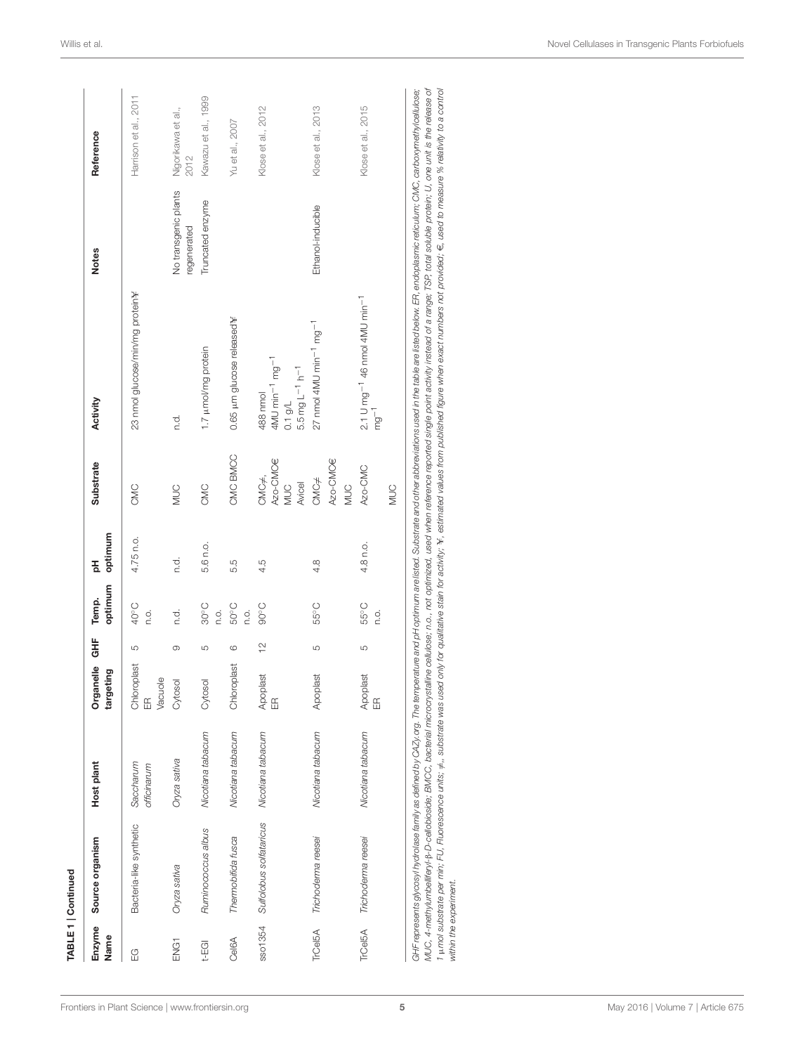TABLE 1 | Continued

| Enzyme Name | Source organism | Host plant | Organelle targeting | GHF | Temp. optimum | pH optimum | Substrate | Activity | Notes | Reference |
|---|---|---|---|---|---|---|---|---|---|---|
| EG | Bacteria-like synthetic | *Saccharum officinarum* | Chloroplast ER Vacuole | 5 | 40°C n.o. | 4.75 n.o. | CMC | 23 nmol glucose/min/mg protein¥ | | Harrison et al., 2011 |
| ENG1 | *Oryza sativa* | *Oryza sativa* | Cytosol | 9 | n.d. | n.d. | MUC | n.d. | No transgenic plants regenerated | Nigorikawa et al., 2012 |
| t-EGI | *Ruminococcus albus* | *Nicotiana tabacum* | Cytosol | 5 | 30°C n.o. | 5.6 n.o. | CMC | 1.7 μmol/mg protein | Truncated enzyme | Kawazu et al., 1999 |
| Cel6A | *Thermobifida fusca* | *Nicotiana tabacum* | Chloroplast | 6 | 50°C n.o. | 5.5 | CMC BMCC | 0.65 μm glucose released¥ | | Yu et al., 2007 |
| sso1354 | *Sulfolobus solfataricus* | *Nicotiana tabacum* | Apoplast ER | 12 | 90°C | 4.5 | CMC≠, Azo-CMC€ MUC Avicel | 488 nmol 4MU $min^{-1}$ $mg^{-1}$ 0.1 g/L 5.5 mg $L^{-1}$ $h^{-1}$ | | Klose et al., 2012 |
| TrCel5A | *Trichoderma reesei* | *Nicotiana tabacum* | Apoplast | 5 | 55°C | 4.8 | CMC≠ Azo-CMC€ MUC | 27 nmol 4MU $min^{-1}$ $mg^{-1}$ | Ethanol-inducible | Klose et al., 2013 |
| TrCel5A | *Trichoderma reesei* | *Nicotiana tabacum* | Apoplast ER | 5 | 55°C n.o. | 4.8 n.o. | Azo-CMC MUC | 2.1 U $mg^{-1}$ 46 nmol 4MU $min^{-1}$ $mg^{-1}$ | | Klose et al., 2015 |

*GHF represents glycosyl hydrolase family as defined by CAZy.org. The temperature and pH optimum are listed. Substrate and other abbreviations used in the table are listed below. ER, endoplasmic reticulum; CMC, carboxymethylcellulose; MUC, 4-methylumbelliferyl-β-D-cellobioside; BMCC, bacterial microcrystalline cellulose; n.o., not optimized, used when reference reported single point activity instead of a range; TSP, total soluble protein; U, one unit is the release of 1 μmol substrate per min; FU, Fluorescence units; ≠, substrate was used only for qualitative stain for activity; ¥, estimated values from published figure when exact numbers not provided; €, used to measure % relativity to a control within the experiment.*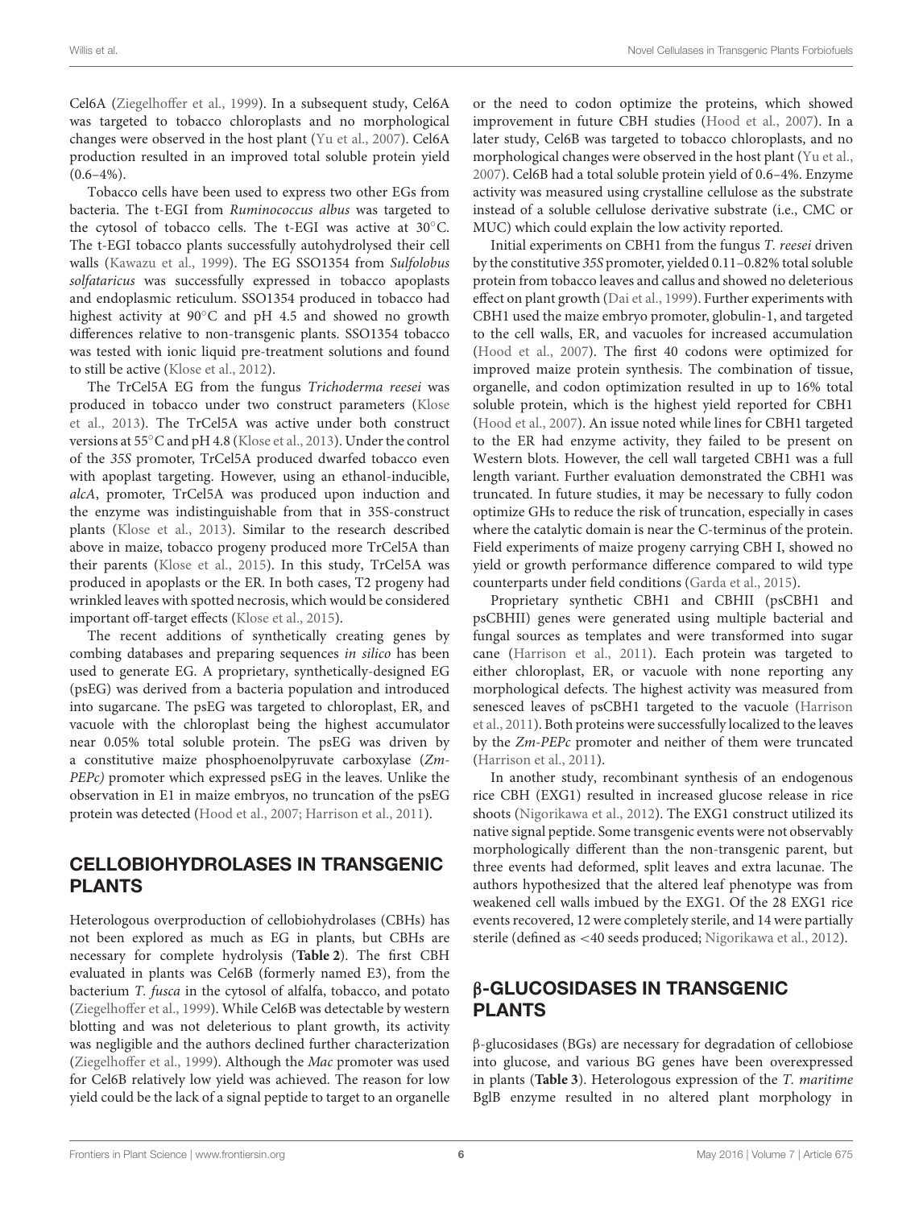Cel6A (Ziegelhoffer et al., 1999). In a subsequent study, Cel6A was targeted to tobacco chloroplasts and no morphological changes were observed in the host plant (Yu et al., 2007). Cel6A production resulted in an improved total soluble protein yield (0.6–4%).

Tobacco cells have been used to express two other EGs from bacteria. The t-EGI from *Ruminococcus albus* was targeted to the cytosol of tobacco cells. The t-EGI was active at 30°C. The t-EGI tobacco plants successfully autohydrolysed their cell walls (Kawazu et al., 1999). The EG SSO1354 from *Sulfolobus solfataricus* was successfully expressed in tobacco apoplasts and endoplasmic reticulum. SSO1354 produced in tobacco had highest activity at 90°C and pH 4.5 and showed no growth differences relative to non-transgenic plants. SSO1354 tobacco was tested with ionic liquid pre-treatment solutions and found to still be active (Klose et al., 2012).

The TrCel5A EG from the fungus *Trichoderma reesei* was produced in tobacco under two construct parameters (Klose et al., 2013). The TrCel5A was active under both construct versions at 55°C and pH 4.8 (Klose et al., 2013). Under the control of the *35S* promoter, TrCel5A produced dwarfed tobacco even with apoplast targeting. However, using an ethanol-inducible, *alcA*, promoter, TrCel5A was produced upon induction and the enzyme was indistinguishable from that in 35S-construct plants (Klose et al., 2013). Similar to the research described above in maize, tobacco progeny produced more TrCel5A than their parents (Klose et al., 2015). In this study, TrCel5A was produced in apoplasts or the ER. In both cases, T2 progeny had wrinkled leaves with spotted necrosis, which would be considered important off-target effects (Klose et al., 2015).

The recent additions of synthetically creating genes by combing databases and preparing sequences *in silico* has been used to generate EG. A proprietary, synthetically-designed EG (psEG) was derived from a bacteria population and introduced into sugarcane. The psEG was targeted to chloroplast, ER, and vacuole with the chloroplast being the highest accumulator near 0.05% total soluble protein. The psEG was driven by a constitutive maize phosphoenolpyruvate carboxylase (*Zm-PEPc)* promoter which expressed psEG in the leaves. Unlike the observation in E1 in maize embryos, no truncation of the psEG protein was detected (Hood et al., 2007; Harrison et al., 2011).

## CELLOBIOHYDROLASES IN TRANSGENIC PLANTS

Heterologous overproduction of cellobiohydrolases (CBHs) has not been explored as much as EG in plants, but CBHs are necessary for complete hydrolysis (**Table 2**). The first CBH evaluated in plants was Cel6B (formerly named E3), from the bacterium *T. fusca* in the cytosol of alfalfa, tobacco, and potato (Ziegelhoffer et al., 1999). While Cel6B was detectable by western blotting and was not deleterious to plant growth, its activity was negligible and the authors declined further characterization (Ziegelhoffer et al., 1999). Although the *Mac* promoter was used for Cel6B relatively low yield was achieved. The reason for low yield could be the lack of a signal peptide to target to an organelle or the need to codon optimize the proteins, which showed improvement in future CBH studies (Hood et al., 2007). In a later study, Cel6B was targeted to tobacco chloroplasts, and no morphological changes were observed in the host plant (Yu et al., 2007). Cel6B had a total soluble protein yield of 0.6–4%. Enzyme activity was measured using crystalline cellulose as the substrate instead of a soluble cellulose derivative substrate (i.e., CMC or MUC) which could explain the low activity reported.

Initial experiments on CBH1 from the fungus *T. reesei* driven by the constitutive *35S* promoter, yielded 0.11–0.82% total soluble protein from tobacco leaves and callus and showed no deleterious effect on plant growth (Dai et al., 1999). Further experiments with CBH1 used the maize embryo promoter, globulin-1, and targeted to the cell walls, ER, and vacuoles for increased accumulation (Hood et al., 2007). The first 40 codons were optimized for improved maize protein synthesis. The combination of tissue, organelle, and codon optimization resulted in up to 16% total soluble protein, which is the highest yield reported for CBH1 (Hood et al., 2007). An issue noted while lines for CBH1 targeted to the ER had enzyme activity, they failed to be present on Western blots. However, the cell wall targeted CBH1 was a full length variant. Further evaluation demonstrated the CBH1 was truncated. In future studies, it may be necessary to fully codon optimize GHs to reduce the risk of truncation, especially in cases where the catalytic domain is near the C-terminus of the protein. Field experiments of maize progeny carrying CBH I, showed no yield or growth performance difference compared to wild type counterparts under field conditions (Garda et al., 2015).

Proprietary synthetic CBH1 and CBHII (psCBH1 and psCBHII) genes were generated using multiple bacterial and fungal sources as templates and were transformed into sugar cane (Harrison et al., 2011). Each protein was targeted to either chloroplast, ER, or vacuole with none reporting any morphological defects. The highest activity was measured from senesced leaves of psCBH1 targeted to the vacuole (Harrison et al., 2011). Both proteins were successfully localized to the leaves by the *Zm-PEPc* promoter and neither of them were truncated (Harrison et al., 2011).

In another study, recombinant synthesis of an endogenous rice CBH (EXG1) resulted in increased glucose release in rice shoots (Nigorikawa et al., 2012). The EXG1 construct utilized its native signal peptide. Some transgenic events were not observably morphologically different than the non-transgenic parent, but three events had deformed, split leaves and extra lacunae. The authors hypothesized that the altered leaf phenotype was from weakened cell walls imbued by the EXG1. Of the 28 EXG1 rice events recovered, 12 were completely sterile, and 14 were partially sterile (defined as <40 seeds produced; Nigorikawa et al., 2012).

## β-GLUCOSIDASES IN TRANSGENIC PLANTS

β-glucosidases (BGs) are necessary for degradation of cellobiose into glucose, and various BG genes have been overexpressed in plants (**Table 3**). Heterologous expression of the *T. maritime* BglB enzyme resulted in no altered plant morphology in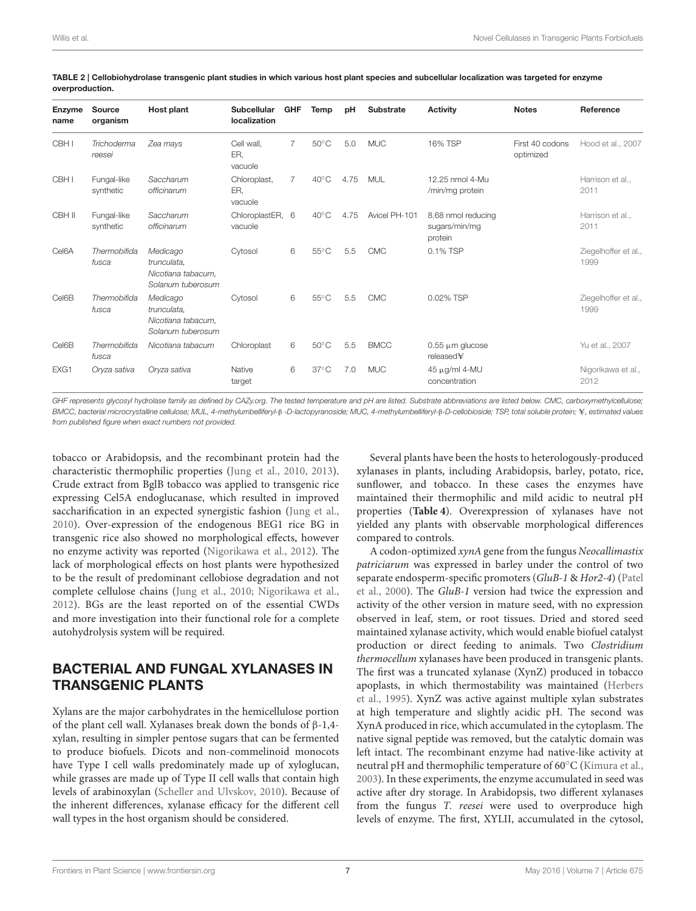**TABLE 2 | Cellobiohydrolase transgenic plant studies in which various host plant species and subcellular localization was targeted for enzyme overproduction.**

| Enzyme name | Source organism | Host plant | Subcellular localization | GHF | Temp | pH | Substrate | Activity | Notes | Reference |
|---|---|---|---|---|---|---|---|---|---|---|
| CBH I | *Trichoderma reesei* | *Zea mays* | Cell wall, ER, vacuole | 7 | 50°C | 5.0 | MUC | 16% TSP | First 40 codons optimized | Hood et al., 2007 |
| CBH I | Fungal-like synthetic | *Saccharum officinarum* | Chloroplast, ER, vacuole | 7 | 40°C | 4.75 | MUL | 12.25 nmol 4-Mu /min/mg protein | | Harrison et al., 2011 |
| CBH II | Fungal-like synthetic | *Saccharum officinarum* | ChloroplastER, vacuole | 6 | 40°C | 4.75 | Avicel PH-101 | 8.68 nmol reducing sugars/min/mg protein | | Harrison et al., 2011 |
| Cel6A | *Thermobifida fusca* | *Medicago trunculata, Nicotiana tabacum, Solanum tuberosum* | Cytosol | 6 | 55°C | 5.5 | CMC | 0.1% TSP | | Ziegelhoffer et al., 1999 |
| Cel6B | *Thermobifida fusca* | *Medicago trunculata, Nicotiana tabacum, Solanum tuberosum* | Cytosol | 6 | 55°C | 5.5 | CMC | 0.02% TSP | | Ziegelhoffer et al., 1999 |
| Cel6B | *Thermobifida fusca* | *Nicotiana tabacum* | Chloroplast | 6 | 50°C | 5.5 | BMCC | 0.55 μm glucose released¥ | | Yu et al., 2007 |
| EXG1 | *Oryza sativa* | *Oryza sativa* | Native target | 6 | 37°C | 7.0 | MUC | 45 μg/ml 4-MU concentration | | Nigorikawa et al., 2012 |

*GHF represents glycosyl hydrolase family as defined by CAZy.org. The tested temperature and pH are listed. Substrate abbreviations are listed below. CMC, carboxymethylcellulose; BMCC, bacterial microcrystalline cellulose; MUL, 4-methylumbelliferyl-β -D-lactopyranoside; MUC, 4-methylumbelliferyl-β-D-cellobioside; TSP, total soluble protein; ¥, estimated values from published figure when exact numbers not provided.*

tobacco or Arabidopsis, and the recombinant protein had the characteristic thermophilic properties (Jung et al., 2010, 2013). Crude extract from BglB tobacco was applied to transgenic rice expressing Cel5A endoglucanase, which resulted in improved saccharification in an expected synergistic fashion (Jung et al., 2010). Over-expression of the endogenous BEG1 rice BG in transgenic rice also showed no morphological effects, however no enzyme activity was reported (Nigorikawa et al., 2012). The lack of morphological effects on host plants were hypothesized to be the result of predominant cellobiose degradation and not complete cellulose chains (Jung et al., 2010; Nigorikawa et al., 2012). BGs are the least reported on of the essential CWDs and more investigation into their functional role for a complete autohydrolysis system will be required.

## BACTERIAL AND FUNGAL XYLANASES IN TRANSGENIC PLANTS

Xylans are the major carbohydrates in the hemicellulose portion of the plant cell wall. Xylanases break down the bonds of β-1,4-xylan, resulting in simpler pentose sugars that can be fermented to produce biofuels. Dicots and non-commelinoid monocots have Type I cell walls predominately made up of xyloglucan, while grasses are made up of Type II cell walls that contain high levels of arabinoxylan (Scheller and Ulvskov, 2010). Because of the inherent differences, xylanase efficacy for the different cell wall types in the host organism should be considered.

Several plants have been the hosts to heterologously-produced xylanases in plants, including Arabidopsis, barley, potato, rice, sunflower, and tobacco. In these cases the enzymes have maintained their thermophilic and mild acidic to neutral pH properties (**Table 4**). Overexpression of xylanases have not yielded any plants with observable morphological differences compared to controls.

A codon-optimized *xynA* gene from the fungus *Neocallimastix patriciarum* was expressed in barley under the control of two separate endosperm-specific promoters (*GluB-1* & *Hor2-4*) (Patel et al., 2000). The *GluB-1* version had twice the expression and activity of the other version in mature seed, with no expression observed in leaf, stem, or root tissues. Dried and stored seed maintained xylanase activity, which would enable biofuel catalyst production or direct feeding to animals. Two *Clostridium thermocellum* xylanases have been produced in transgenic plants. The first was a truncated xylanase (XynZ) produced in tobacco apoplasts, in which thermostability was maintained (Herbers et al., 1995). XynZ was active against multiple xylan substrates at high temperature and slightly acidic pH. The second was XynA produced in rice, which accumulated in the cytoplasm. The native signal peptide was removed, but the catalytic domain was left intact. The recombinant enzyme had native-like activity at neutral pH and thermophilic temperature of 60°C (Kimura et al., 2003). In these experiments, the enzyme accumulated in seed was active after dry storage. In Arabidopsis, two different xylanases from the fungus *T. reesei* were used to overproduce high levels of enzyme. The first, XYLII, accumulated in the cytosol,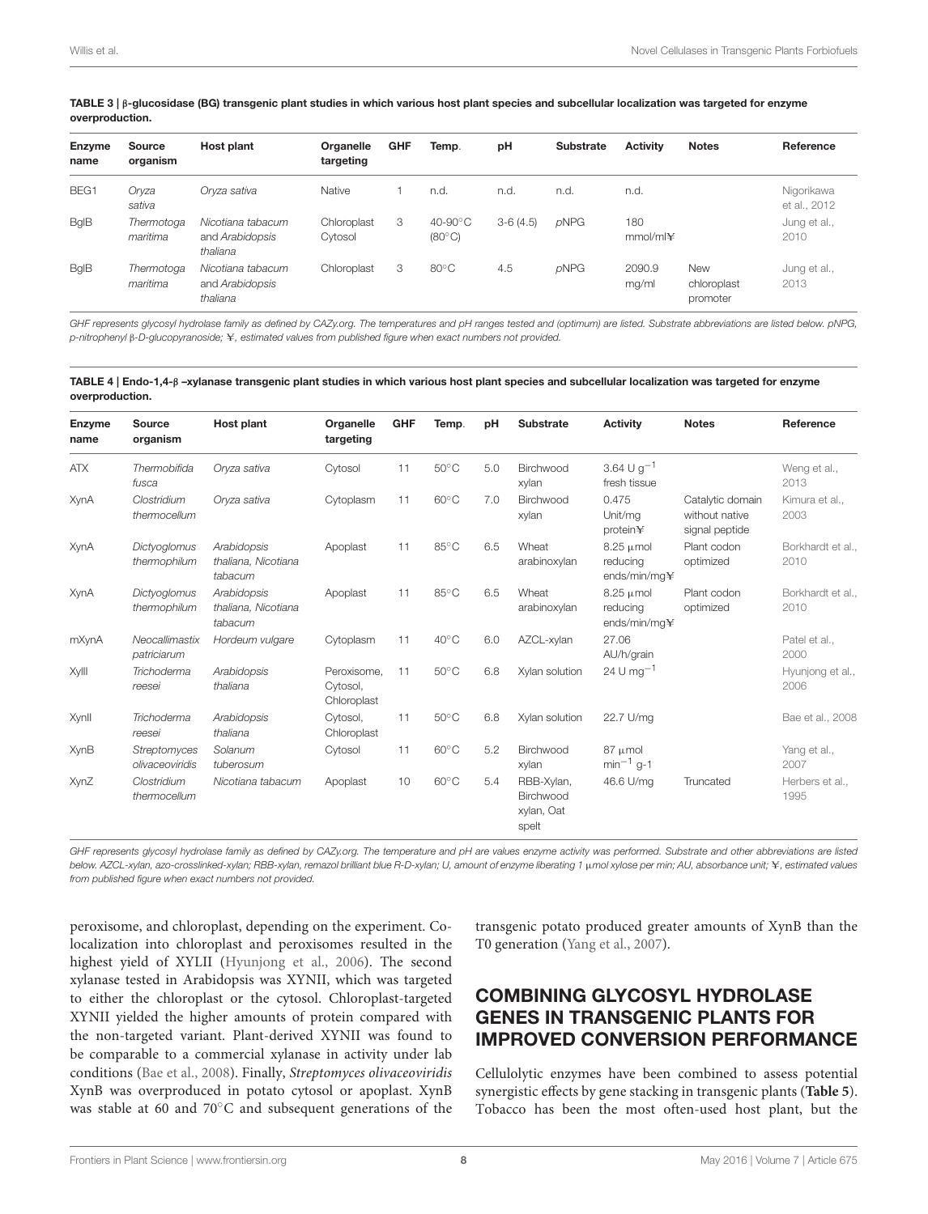**TABLE 3 | β-glucosidase (BG) transgenic plant studies in which various host plant species and subcellular localization was targeted for enzyme overproduction.**

| Enzyme name | Source organism | Host plant | Organelle targeting | GHF | Temp. | pH | Substrate | Activity | Notes | Reference |
|---|---|---|---|---|---|---|---|---|---|---|
| BEG1 | *Oryza sativa* | *Oryza sativa* | Native | 1 | n.d. | n.d. | n.d. | n.d. | | Nigorikawa et al., 2012 |
| BglB | *Thermotoga maritima* | *Nicotiana tabacum* and *Arabidopsis thaliana* | Chloroplast Cytosol | 3 | 40-90°C (80°C) | 3-6 (4.5) | *p*NPG | 180 mmol/ml¥ | | Jung et al., 2010 |
| BglB | *Thermotoga maritima* | *Nicotiana tabacum* and *Arabidopsis thaliana* | Chloroplast | 3 | 80°C | 4.5 | *p*NPG | 2090.9 mg/ml | New chloroplast promoter | Jung et al., 2013 |

*GHF represents glycosyl hydrolase family as defined by CAZy.org. The temperatures and pH ranges tested and (optimum) are listed. Substrate abbreviations are listed below. pNPG, p-nitrophenyl β-D-glucopyranoside; ¥, estimated values from published figure when exact numbers not provided.*

**TABLE 4 | Endo-1,4-β –xylanase transgenic plant studies in which various host plant species and subcellular localization was targeted for enzyme overproduction.**

| Enzyme name | Source organism | Host plant | Organelle targeting | GHF | Temp. | pH | Substrate | Activity | Notes | Reference |
|---|---|---|---|---|---|---|---|---|---|---|
| ATX | *Thermobifida fusca* | *Oryza sativa* | Cytosol | 11 | 50°C | 5.0 | Birchwood xylan | 3.64 U $g^{-1}$ fresh tissue | | Weng et al., 2013 |
| XynA | *Clostridium thermocellum* | *Oryza sativa* | Cytoplasm | 11 | 60°C | 7.0 | Birchwood xylan | 0.475 Unit/mg protein¥ | Catalytic domain without native signal peptide | Kimura et al., 2003 |
| XynA | *Dictyoglomus thermophilum* | *Arabidopsis thaliana, Nicotiana tabacum* | Apoplast | 11 | 85°C | 6.5 | Wheat arabinoxylan | 8.25 μmol reducing ends/min/mg¥ | Plant codon optimized | Borkhardt et al., 2010 |
| XynA | *Dictyoglomus thermophilum* | *Arabidopsis thaliana, Nicotiana tabacum* | Apoplast | 11 | 85°C | 6.5 | Wheat arabinoxylan | 8.25 μmol reducing ends/min/mg¥ | Plant codon optimized | Borkhardt et al., 2010 |
| mXynA | *Neocallimastix patriciarum* | *Hordeum vulgare* | Cytoplasm | 11 | 40°C | 6.0 | AZCL-xylan | 27.06 AU/h/grain | | Patel et al., 2000 |
| XylII | *Trichoderma reesei* | *Arabidopsis thaliana* | Peroxisome, Cytosol, Chloroplast | 11 | 50°C | 6.8 | Xylan solution | 24 U $mg^{-1}$ | | Hyunjong et al., 2006 |
| XynII | *Trichoderma reesei* | *Arabidopsis thaliana* | Cytosol, Chloroplast | 11 | 50°C | 6.8 | Xylan solution | 22.7 U/mg | | Bae et al., 2008 |
| XynB | *Streptomyces olivaceoviridis* | *Solanum tuberosum* | Cytosol | 11 | 60°C | 5.2 | Birchwood xylan | 87 μmol $min^{-1}$ g-1 | | Yang et al., 2007 |
| XynZ | *Clostridium thermocellum* | *Nicotiana tabacum* | Apoplast | 10 | 60°C | 5.4 | RBB-Xylan, Birchwood xylan, Oat spelt | 46.6 U/mg | Truncated | Herbers et al., 1995 |

*GHF represents glycosyl hydrolase family as defined by CAZy.org. The temperature and pH are values enzyme activity was performed. Substrate and other abbreviations are listed below. AZCL-xylan, azo-crosslinked-xylan; RBB-xylan, remazol brilliant blue R-D-xylan; U, amount of enzyme liberating 1 μmol xylose per min; AU, absorbance unit; ¥, estimated values from published figure when exact numbers not provided.*

peroxisome, and chloroplast, depending on the experiment. Co-localization into chloroplast and peroxisomes resulted in the highest yield of XYLII (Hyunjong et al., 2006). The second xylanase tested in Arabidopsis was XYNII, which was targeted to either the chloroplast or the cytosol. Chloroplast-targeted XYNII yielded the higher amounts of protein compared with the non-targeted variant. Plant-derived XYNII was found to be comparable to a commercial xylanase in activity under lab conditions (Bae et al., 2008). Finally, *Streptomyces olivaceoviridis* XynB was overproduced in potato cytosol or apoplast. XynB was stable at 60 and 70°C and subsequent generations of the transgenic potato produced greater amounts of XynB than the T0 generation (Yang et al., 2007).

## COMBINING GLYCOSYL HYDROLASE GENES IN TRANSGENIC PLANTS FOR IMPROVED CONVERSION PERFORMANCE

Cellulolytic enzymes have been combined to assess potential synergistic effects by gene stacking in transgenic plants (**Table 5**). Tobacco has been the most often-used host plant, but the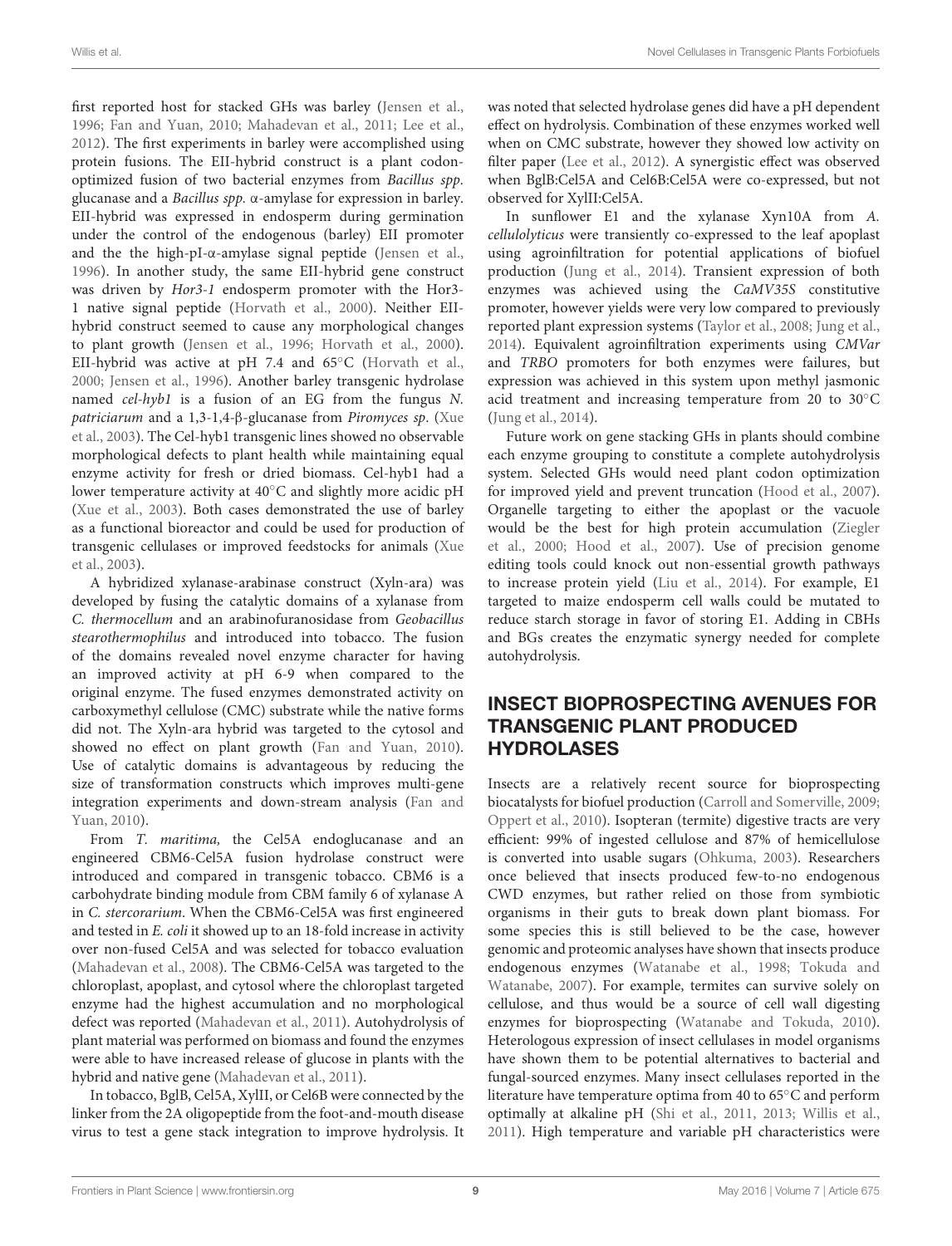first reported host for stacked GHs was barley (Jensen et al., 1996; Fan and Yuan, 2010; Mahadevan et al., 2011; Lee et al., 2012). The first experiments in barley were accomplished using protein fusions. The EII-hybrid construct is a plant codon-optimized fusion of two bacterial enzymes from *Bacillus spp.* glucanase and a *Bacillus spp.* α-amylase for expression in barley. EII-hybrid was expressed in endosperm during germination under the control of the endogenous (barley) EII promoter and the the high-pI-α-amylase signal peptide (Jensen et al., 1996). In another study, the same EII-hybrid gene construct was driven by *Hor3-1* endosperm promoter with the Hor3-1 native signal peptide (Horvath et al., 2000). Neither EII-hybrid construct seemed to cause any morphological changes to plant growth (Jensen et al., 1996; Horvath et al., 2000). EII-hybrid was active at pH 7.4 and 65°C (Horvath et al., 2000; Jensen et al., 1996). Another barley transgenic hydrolase named *cel-hyb1* is a fusion of an EG from the fungus *N. patriciarum* and a 1,3-1,4-β-glucanase from *Piromyces sp*. (Xue et al., 2003). The Cel-hyb1 transgenic lines showed no observable morphological defects to plant health while maintaining equal enzyme activity for fresh or dried biomass. Cel-hyb1 had a lower temperature activity at 40°C and slightly more acidic pH (Xue et al., 2003). Both cases demonstrated the use of barley as a functional bioreactor and could be used for production of transgenic cellulases or improved feedstocks for animals (Xue et al., 2003).

A hybridized xylanase-arabinase construct (Xyln-ara) was developed by fusing the catalytic domains of a xylanase from *C. thermocellum* and an arabinofuranosidase from *Geobacillus stearothermophilus* and introduced into tobacco. The fusion of the domains revealed novel enzyme character for having an improved activity at pH 6-9 when compared to the original enzyme. The fused enzymes demonstrated activity on carboxymethyl cellulose (CMC) substrate while the native forms did not. The Xyln-ara hybrid was targeted to the cytosol and showed no effect on plant growth (Fan and Yuan, 2010). Use of catalytic domains is advantageous by reducing the size of transformation constructs which improves multi-gene integration experiments and down-stream analysis (Fan and Yuan, 2010).

From *T. maritima,* the Cel5A endoglucanase and an engineered CBM6-Cel5A fusion hydrolase construct were introduced and compared in transgenic tobacco. CBM6 is a carbohydrate binding module from CBM family 6 of xylanase A in *C. stercorarium*. When the CBM6-Cel5A was first engineered and tested in *E. coli* it showed up to an 18-fold increase in activity over non-fused Cel5A and was selected for tobacco evaluation (Mahadevan et al., 2008). The CBM6-Cel5A was targeted to the chloroplast, apoplast, and cytosol where the chloroplast targeted enzyme had the highest accumulation and no morphological defect was reported (Mahadevan et al., 2011). Autohydrolysis of plant material was performed on biomass and found the enzymes were able to have increased release of glucose in plants with the hybrid and native gene (Mahadevan et al., 2011).

In tobacco, BglB, Cel5A, XylII, or Cel6B were connected by the linker from the 2A oligopeptide from the foot-and-mouth disease virus to test a gene stack integration to improve hydrolysis. It was noted that selected hydrolase genes did have a pH dependent effect on hydrolysis. Combination of these enzymes worked well when on CMC substrate, however they showed low activity on filter paper (Lee et al., 2012). A synergistic effect was observed when BglB:Cel5A and Cel6B:Cel5A were co-expressed, but not observed for XylII:Cel5A.

In sunflower E1 and the xylanase Xyn10A from *A. cellulolyticus* were transiently co-expressed to the leaf apoplast using agroinfiltration for potential applications of biofuel production (Jung et al., 2014). Transient expression of both enzymes was achieved using the *CaMV35S* constitutive promoter, however yields were very low compared to previously reported plant expression systems (Taylor et al., 2008; Jung et al., 2014). Equivalent agroinfiltration experiments using *CMVar* and *TRBO* promoters for both enzymes were failures, but expression was achieved in this system upon methyl jasmonic acid treatment and increasing temperature from 20 to 30°C (Jung et al., 2014).

Future work on gene stacking GHs in plants should combine each enzyme grouping to constitute a complete autohydrolysis system. Selected GHs would need plant codon optimization for improved yield and prevent truncation (Hood et al., 2007). Organelle targeting to either the apoplast or the vacuole would be the best for high protein accumulation (Ziegler et al., 2000; Hood et al., 2007). Use of precision genome editing tools could knock out non-essential growth pathways to increase protein yield (Liu et al., 2014). For example, E1 targeted to maize endosperm cell walls could be mutated to reduce starch storage in favor of storing E1. Adding in CBHs and BGs creates the enzymatic synergy needed for complete autohydrolysis.

## INSECT BIOPROSPECTING AVENUES FOR TRANSGENIC PLANT PRODUCED HYDROLASES

Insects are a relatively recent source for bioprospecting biocatalysts for biofuel production (Carroll and Somerville, 2009; Oppert et al., 2010). Isopteran (termite) digestive tracts are very efficient: 99% of ingested cellulose and 87% of hemicellulose is converted into usable sugars (Ohkuma, 2003). Researchers once believed that insects produced few-to-no endogenous CWD enzymes, but rather relied on those from symbiotic organisms in their guts to break down plant biomass. For some species this is still believed to be the case, however genomic and proteomic analyses have shown that insects produce endogenous enzymes (Watanabe et al., 1998; Tokuda and Watanabe, 2007). For example, termites can survive solely on cellulose, and thus would be a source of cell wall digesting enzymes for bioprospecting (Watanabe and Tokuda, 2010). Heterologous expression of insect cellulases in model organisms have shown them to be potential alternatives to bacterial and fungal-sourced enzymes. Many insect cellulases reported in the literature have temperature optima from 40 to 65°C and perform optimally at alkaline pH (Shi et al., 2011, 2013; Willis et al., 2011). High temperature and variable pH characteristics were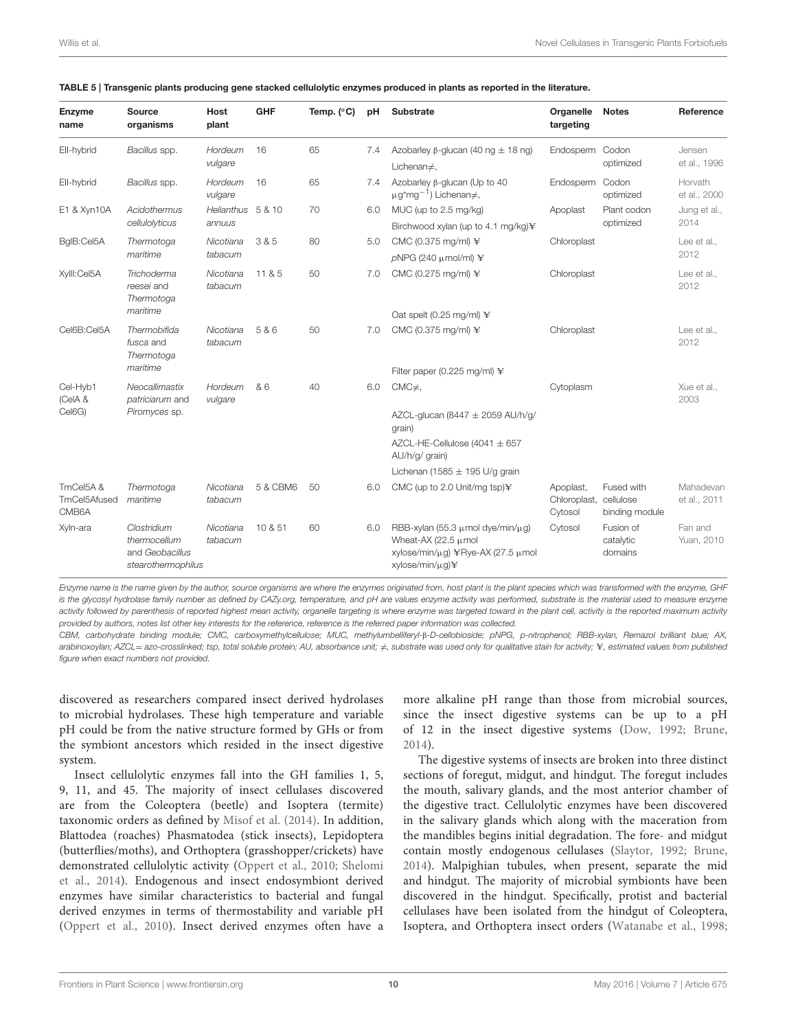**TABLE 5 | Transgenic plants producing gene stacked cellulolytic enzymes produced in plants as reported in the literature.**

| Enzyme name | Source organisms | Host plant | GHF | Temp. (°C) | pH | Substrate | Organelle targeting | Notes | Reference |
|---|---|---|---|---|---|---|---|---|---|
| EII-hybrid | *Bacillus* spp. | *Hordeum vulgare* | 16 | 65 | 7.4 | Azobarley β-glucan (40 ng ± 18 ng) Lichenan≠, | Endosperm | Codon optimized | Jensen et al., 1996 |
| EII-hybrid | *Bacillus* spp. | *Hordeum vulgare* | 16 | 65 | 7.4 | Azobarley β-glucan (Up to 40 μg*mg$^{-1}$) Lichenan≠, | Endosperm | Codon optimized | Horvath et al., 2000 |
| E1 & Xyn10A | *Acidothermus cellulolyticus* | *Helianthus annuus* | 5 & 10 | 70 | 6.0 | MUC (up to 2.5 mg/kg) Birchwood xylan (up to 4.1 mg/kg)¥ | Apoplast | Plant codon optimized | Jung et al., 2014 |
| BglB:Cel5A | *Thermotoga maritime* | *Nicotiana tabacum* | 3 & 5 | 80 | 5.0 | CMC (0.375 mg/ml) ¥ *p*NPG (240 μmol/ml) ¥ | Chloroplast | | Lee et al., 2012 |
| XylII:Cel5A | *Trichoderma reesei* and *Thermotoga maritime* | *Nicotiana tabacum* | 11 & 5 | 50 | 7.0 | CMC (0.275 mg/ml) ¥ Oat spelt (0.25 mg/ml) ¥ | Chloroplast | | Lee et al., 2012 |
| Cel6B:Cel5A | *Thermobifida fusca* and *Thermotoga maritime* | *Nicotiana tabacum* | 5 & 6 | 50 | 7.0 | CMC (0.375 mg/ml) ¥ Filter paper (0.225 mg/ml) ¥ | Chloroplast | | Lee et al., 2012 |
| Cel-Hyb1 (CelA & Cel6G) | *Neocallimastix patriciarum* and *Piromyces* sp. | *Hordeum vulgare* | & 6 | 40 | 6.0 | CMC≠, AZCL-glucan (8447 ± 2059 AU/h/g/ grain) AZCL-HE-Cellulose (4041 ± 657 AU/h/g/ grain) Lichenan (1585 ± 195 U/g grain | Cytoplasm | | Xue et al., 2003 |
| TmCel5A & TmCel5Afused CMB6A | *Thermotoga maritime* | *Nicotiana tabacum* | 5 & CBM6 | 50 | 6.0 | CMC (up to 2.0 Unit/mg tsp)¥ | Apoplast, Chloroplast, Cytosol | Fused with cellulose binding module | Mahadevan et al., 2011 |
| Xyln-ara | *Clostridium thermocellum* and *Geobacillus stearothermophilus* | *Nicotiana tabacum* | 10 & 51 | 60 | 6.0 | RBB-xylan (55.3 μmol dye/min/μg) Wheat-AX (22.5 μmol xylose/min/μg) ¥Rye-AX (27.5 μmol xylose/min/μg)¥ | Cytosol | Fusion of catalytic domains | Fan and Yuan, 2010 |

*Enzyme name is the name given by the author, source organisms are where the enzymes originated from, host plant is the plant species which was transformed with the enzyme, GHF is the glycosyl hydrolase family number as defined by CAZy.org, temperature, and pH are values enzyme activity was performed, substrate is the material used to measure enzyme activity followed by parenthesis of reported highest mean activity, organelle targeting is where enzyme was targeted toward in the plant cell, activity is the reported maximum activity provided by authors, notes list other key interests for the reference, reference is the referred paper information was collected.*

*CBM, carbohydrate binding module; CMC, carboxymethylcellulose; MUC, methylumbelliferyl-β-D-cellobioside; pNPG, p-nitrophenol; RBB-xylan, Remazol brilliant blue; AX, arabinoxoylan; AZCL= azo-crosslinked; tsp, total soluble protein; AU, absorbance unit; ≠, substrate was used only for qualitative stain for activity; ¥, estimated values from published figure when exact numbers not provided.*

discovered as researchers compared insect derived hydrolases to microbial hydrolases. These high temperature and variable pH could be from the native structure formed by GHs or from the symbiont ancestors which resided in the insect digestive system.

Insect cellulolytic enzymes fall into the GH families 1, 5, 9, 11, and 45. The majority of insect cellulases discovered are from the Coleoptera (beetle) and Isoptera (termite) taxonomic orders as defined by Misof et al. (2014). In addition, Blattodea (roaches) Phasmatodea (stick insects), Lepidoptera (butterflies/moths), and Orthoptera (grasshopper/crickets) have demonstrated cellulolytic activity (Oppert et al., 2010; Shelomi et al., 2014). Endogenous and insect endosymbiont derived enzymes have similar characteristics to bacterial and fungal derived enzymes in terms of thermostability and variable pH (Oppert et al., 2010). Insect derived enzymes often have a more alkaline pH range than those from microbial sources, since the insect digestive systems can be up to a pH of 12 in the insect digestive systems (Dow, 1992; Brune, 2014).

The digestive systems of insects are broken into three distinct sections of foregut, midgut, and hindgut. The foregut includes the mouth, salivary glands, and the most anterior chamber of the digestive tract. Cellulolytic enzymes have been discovered in the salivary glands which along with the maceration from the mandibles begins initial degradation. The fore- and midgut contain mostly endogenous cellulases (Slaytor, 1992; Brune, 2014). Malpighian tubules, when present, separate the mid and hindgut. The majority of microbial symbionts have been discovered in the hindgut. Specifically, protist and bacterial cellulases have been isolated from the hindgut of Coleoptera, Isoptera, and Orthoptera insect orders (Watanabe et al., 1998;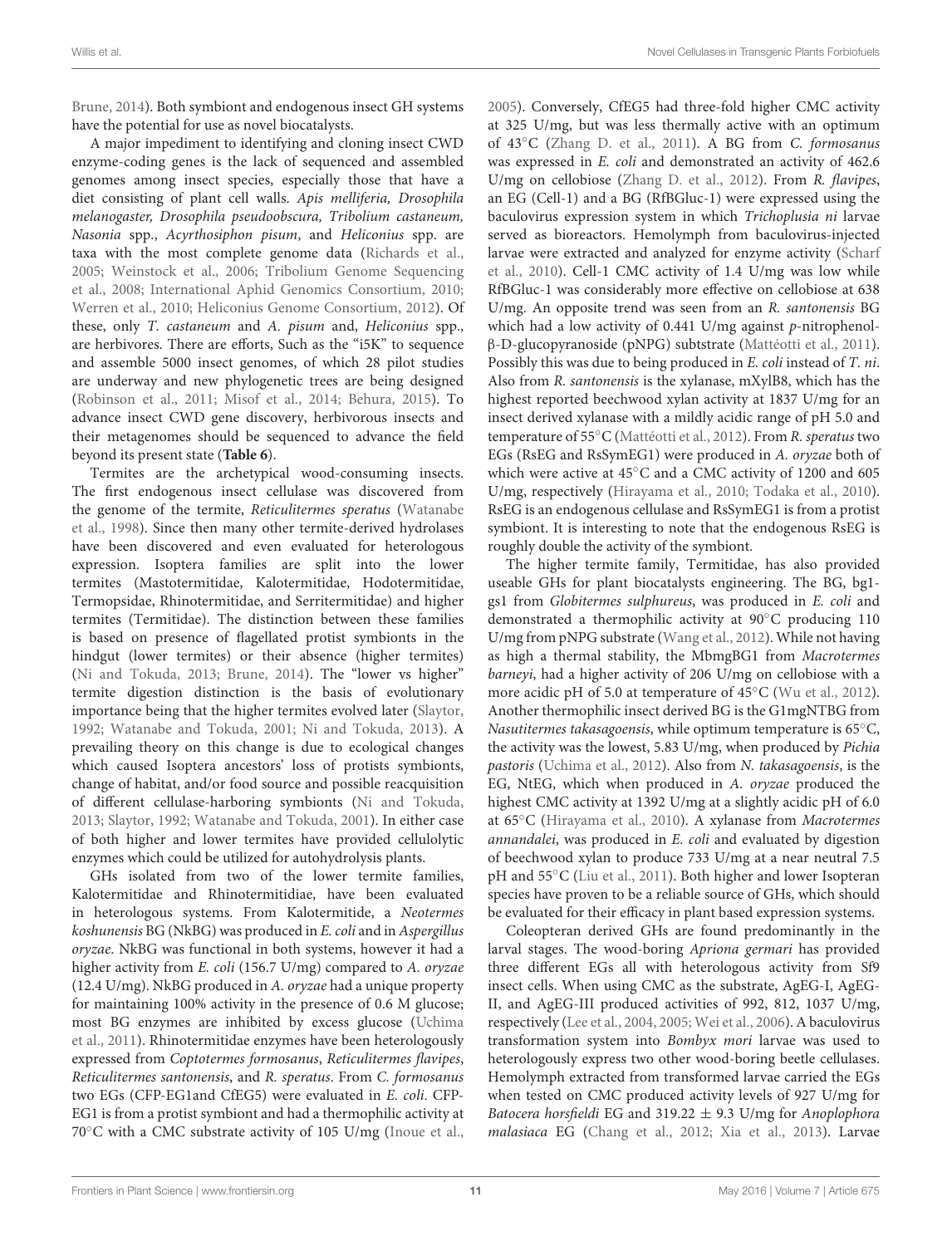Brune, 2014). Both symbiont and endogenous insect GH systems have the potential for use as novel biocatalysts.

A major impediment to identifying and cloning insect CWD enzyme-coding genes is the lack of sequenced and assembled genomes among insect species, especially those that have a diet consisting of plant cell walls. *Apis melliferia, Drosophila melanogaster, Drosophila pseudoobscura, Tribolium castaneum, Nasonia* spp., *Acyrthosiphon pisum*, and *Heliconius* spp. are taxa with the most complete genome data (Richards et al., 2005; Weinstock et al., 2006; Tribolium Genome Sequencing et al., 2008; International Aphid Genomics Consortium, 2010; Werren et al., 2010; Heliconius Genome Consortium, 2012). Of these, only *T. castaneum* and *A. pisum* and, *Heliconius* spp., are herbivores. There are efforts, Such as the "i5K" to sequence and assemble 5000 insect genomes, of which 28 pilot studies are underway and new phylogenetic trees are being designed (Robinson et al., 2011; Misof et al., 2014; Behura, 2015). To advance insect CWD gene discovery, herbivorous insects and their metagenomes should be sequenced to advance the field beyond its present state (**Table 6**).

Termites are the archetypical wood-consuming insects. The first endogenous insect cellulase was discovered from the genome of the termite, *Reticulitermes speratus* (Watanabe et al., 1998). Since then many other termite-derived hydrolases have been discovered and even evaluated for heterologous expression. Isoptera families are split into the lower termites (Mastotermitidae, Kalotermitidae, Hodotermitidae, Termopsidae, Rhinotermitidae, and Serritermitidae) and higher termites (Termitidae). The distinction between these families is based on presence of flagellated protist symbionts in the hindgut (lower termites) or their absence (higher termites) (Ni and Tokuda, 2013; Brune, 2014). The "lower vs higher" termite digestion distinction is the basis of evolutionary importance being that the higher termites evolved later (Slaytor, 1992; Watanabe and Tokuda, 2001; Ni and Tokuda, 2013). A prevailing theory on this change is due to ecological changes which caused Isoptera ancestors' loss of protists symbionts, change of habitat, and/or food source and possible reacquisition of different cellulase-harboring symbionts (Ni and Tokuda, 2013; Slaytor, 1992; Watanabe and Tokuda, 2001). In either case of both higher and lower termites have provided cellulolytic enzymes which could be utilized for autohydrolysis plants.

GHs isolated from two of the lower termite families, Kalotermitidae and Rhinotermitidae, have been evaluated in heterologous systems. From Kalotermitide, a *Neotermes koshunensis* BG (NkBG) was produced in *E. coli* and in *Aspergillus oryzae*. NkBG was functional in both systems, however it had a higher activity from *E. coli* (156.7 U/mg) compared to *A. oryzae* (12.4 U/mg). NkBG produced in *A. oryzae* had a unique property for maintaining 100% activity in the presence of 0.6 M glucose; most BG enzymes are inhibited by excess glucose (Uchima et al., 2011). Rhinotermitidae enzymes have been heterologously expressed from *Coptotermes formosanus*, *Reticulitermes flavipes*, *Reticulitermes santonensis*, and *R. speratus*. From *C. formosanus* two EGs (CFP-EG1and CfEG5) were evaluated in *E. coli*. CFP-EG1 is from a protist symbiont and had a thermophilic activity at 70°C with a CMC substrate activity of 105 U/mg (Inoue et al., 2005). Conversely, CfEG5 had three-fold higher CMC activity at 325 U/mg, but was less thermally active with an optimum of 43°C (Zhang D. et al., 2011). A BG from *C. formosanus* was expressed in *E. coli* and demonstrated an activity of 462.6 U/mg on cellobiose (Zhang D. et al., 2012). From *R. flavipes*, an EG (Cell-1) and a BG (RfBGluc-1) were expressed using the baculovirus expression system in which *Trichoplusia ni* larvae served as bioreactors. Hemolymph from baculovirus-injected larvae were extracted and analyzed for enzyme activity (Scharf et al., 2010). Cell-1 CMC activity of 1.4 U/mg was low while RfBGluc-1 was considerably more effective on cellobiose at 638 U/mg. An opposite trend was seen from an *R. santonensis* BG which had a low activity of 0.441 U/mg against *p*-nitrophenol-β-D-glucopyranoside (pNPG) substrate (Mattéotti et al., 2011). Possibly this was due to being produced in *E. coli* instead of *T. ni*. Also from *R. santonensis* is the xylanase, mXylB8, which has the highest reported beechwood xylan activity at 1837 U/mg for an insect derived xylanase with a mildly acidic range of pH 5.0 and temperature of 55°C (Mattéotti et al., 2012). From *R. speratus* two EGs (RsEG and RsSymEG1) were produced in *A. oryzae* both of which were active at 45°C and a CMC activity of 1200 and 605 U/mg, respectively (Hirayama et al., 2010; Todaka et al., 2010). RsEG is an endogenous cellulase and RsSymEG1 is from a protist symbiont. It is interesting to note that the endogenous RsEG is roughly double the activity of the symbiont.

The higher termite family, Termitidae, has also provided useable GHs for plant biocatalysts engineering. The BG, bg1-gs1 from *Globitermes sulphureus*, was produced in *E. coli* and demonstrated a thermophilic activity at 90°C producing 110 U/mg from pNPG substrate (Wang et al., 2012). While not having as high a thermal stability, the MbmgBG1 from *Macrotermes barneyi*, had a higher activity of 206 U/mg on cellobiose with a more acidic pH of 5.0 at temperature of 45°C (Wu et al., 2012). Another thermophilic insect derived BG is the G1mgNTBG from *Nasutitermes takasagoensis*, while optimum temperature is 65°C, the activity was the lowest, 5.83 U/mg, when produced by *Pichia pastoris* (Uchima et al., 2012). Also from *N. takasagoensis*, is the EG, NtEG, which when produced in *A. oryzae* produced the highest CMC activity at 1392 U/mg at a slightly acidic pH of 6.0 at 65°C (Hirayama et al., 2010). A xylanase from *Macrotermes annandalei*, was produced in *E. coli* and evaluated by digestion of beechwood xylan to produce 733 U/mg at a near neutral 7.5 pH and 55°C (Liu et al., 2011). Both higher and lower Isopteran species have proven to be a reliable source of GHs, which should be evaluated for their efficacy in plant based expression systems.

Coleopteran derived GHs are found predominantly in the larval stages. The wood-boring *Apriona germari* has provided three different EGs all with heterologous activity from Sf9 insect cells. When using CMC as the substrate, AgEG-I, AgEG-II, and AgEG-III produced activities of 992, 812, 1037 U/mg, respectively (Lee et al., 2004, 2005; Wei et al., 2006). A baculovirus transformation system into *Bombyx mori* larvae was used to heterologously express two other wood-boring beetle cellulases. Hemolymph extracted from transformed larvae carried the EGs when tested on CMC produced activity levels of 927 U/mg for *Batocera horsfieldi* EG and 319.22 ± 9.3 U/mg for *Anoplophora malasiaca* EG (Chang et al., 2012; Xia et al., 2013). Larvae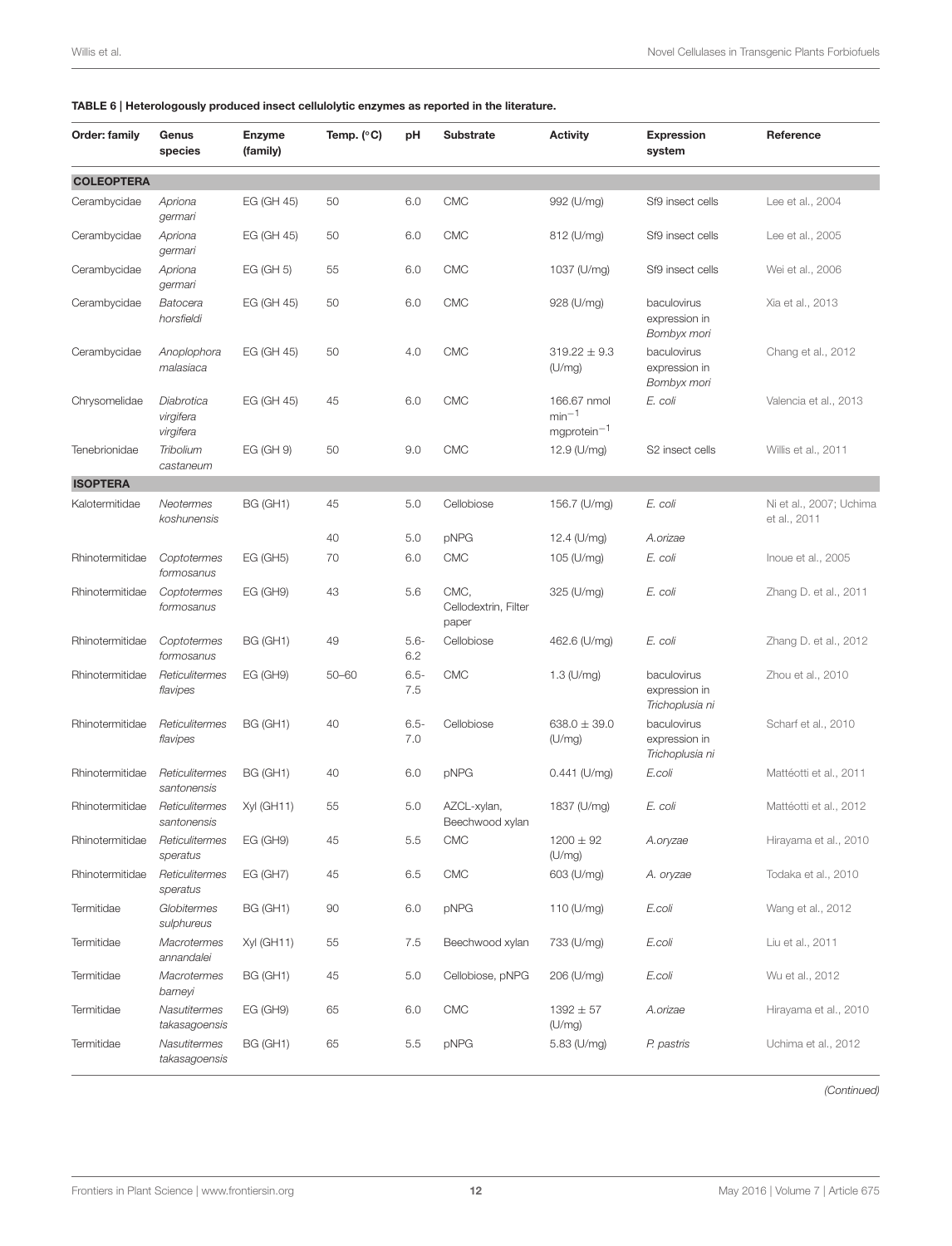**TABLE 6 | Heterologously produced insect cellulolytic enzymes as reported in the literature.**

| Order: family | Genus species | Enzyme (family) | Temp. (°C) | pH | Substrate | Activity | Expression system | Reference |
|---|---|---|---|---|---|---|---|---|
| **COLEOPTERA** | | | | | | | | |
| Cerambycidae | *Apriona germari* | EG (GH 45) | 50 | 6.0 | CMC | 992 (U/mg) | Sf9 insect cells | Lee et al., 2004 |
| Cerambycidae | *Apriona germari* | EG (GH 45) | 50 | 6.0 | CMC | 812 (U/mg) | Sf9 insect cells | Lee et al., 2005 |
| Cerambycidae | *Apriona germari* | EG (GH 5) | 55 | 6.0 | CMC | 1037 (U/mg) | Sf9 insect cells | Wei et al., 2006 |
| Cerambycidae | *Batocera horsfieldi* | EG (GH 45) | 50 | 6.0 | CMC | 928 (U/mg) | baculovirus expression in *Bombyx mori* | Xia et al., 2013 |
| Cerambycidae | *Anoplophora malasiaca* | EG (GH 45) | 50 | 4.0 | CMC | 319.22 ± 9.3 (U/mg) | baculovirus expression in *Bombyx mori* | Chang et al., 2012 |
| Chrysomelidae | *Diabrotica virgifera virgifera* | EG (GH 45) | 45 | 6.0 | CMC | 166.67 nmol $min^{-1}$ $mgprotein^{-1}$ | *E. coli* | Valencia et al., 2013 |
| Tenebrionidae | *Tribolium castaneum* | EG (GH 9) | 50 | 9.0 | CMC | 12.9 (U/mg) | S2 insect cells | Willis et al., 2011 |
| **ISOPTERA** | | | | | | | | |
| Kalotermitidae | *Neotermes koshunensis* | BG (GH1) | 45 | 5.0 | Cellobiose | 156.7 (U/mg) | *E. coli* | Ni et al., 2007; Uchima et al., 2011 |
| | | | 40 | 5.0 | pNPG | 12.4 (U/mg) | *A.orizae* | |
| Rhinotermitidae | *Coptotermes formosanus* | EG (GH5) | 70 | 6.0 | CMC | 105 (U/mg) | *E. coli* | Inoue et al., 2005 |
| Rhinotermitidae | *Coptotermes formosanus* | EG (GH9) | 43 | 5.6 | CMC, Cellodextrin, Filter paper | 325 (U/mg) | *E. coli* | Zhang D. et al., 2011 |
| Rhinotermitidae | *Coptotermes formosanus* | BG (GH1) | 49 | 5.6-6.2 | Cellobiose | 462.6 (U/mg) | *E. coli* | Zhang D. et al., 2012 |
| Rhinotermitidae | *Reticulitermes flavipes* | EG (GH9) | 50–60 | 6.5-7.5 | CMC | 1.3 (U/mg) | baculovirus expression in *Trichoplusia ni* | Zhou et al., 2010 |
| Rhinotermitidae | *Reticulitermes flavipes* | BG (GH1) | 40 | 6.5-7.0 | Cellobiose | 638.0 ± 39.0 (U/mg) | baculovirus expression in *Trichoplusia ni* | Scharf et al., 2010 |
| Rhinotermitidae | *Reticulitermes santonensis* | BG (GH1) | 40 | 6.0 | pNPG | 0.441 (U/mg) | *E.coli* | Mattéotti et al., 2011 |
| Rhinotermitidae | *Reticulitermes santonensis* | Xyl (GH11) | 55 | 5.0 | AZCL-xylan, Beechwood xylan | 1837 (U/mg) | *E. coli* | Mattéotti et al., 2012 |
| Rhinotermitidae | *Reticulitermes speratus* | EG (GH9) | 45 | 5.5 | CMC | 1200 ± 92 (U/mg) | *A.oryzae* | Hirayama et al., 2010 |
| Rhinotermitidae | *Reticulitermes speratus* | EG (GH7) | 45 | 6.5 | CMC | 603 (U/mg) | *A. oryzae* | Todaka et al., 2010 |
| Termitidae | *Globitermes sulphureus* | BG (GH1) | 90 | 6.0 | pNPG | 110 (U/mg) | *E.coli* | Wang et al., 2012 |
| Termitidae | *Macrotermes annandalei* | Xyl (GH11) | 55 | 7.5 | Beechwood xylan | 733 (U/mg) | *E.coli* | Liu et al., 2011 |
| Termitidae | *Macrotermes barneyi* | BG (GH1) | 45 | 5.0 | Cellobiose, pNPG | 206 (U/mg) | *E.coli* | Wu et al., 2012 |
| Termitidae | *Nasutitermes takasagoensis* | EG (GH9) | 65 | 6.0 | CMC | 1392 ± 57 (U/mg) | *A.orizae* | Hirayama et al., 2010 |
| Termitidae | *Nasutitermes takasagoensis* | BG (GH1) | 65 | 5.5 | pNPG | 5.83 (U/mg) | *P. pastris* | Uchima et al., 2012 |

*(Continued)*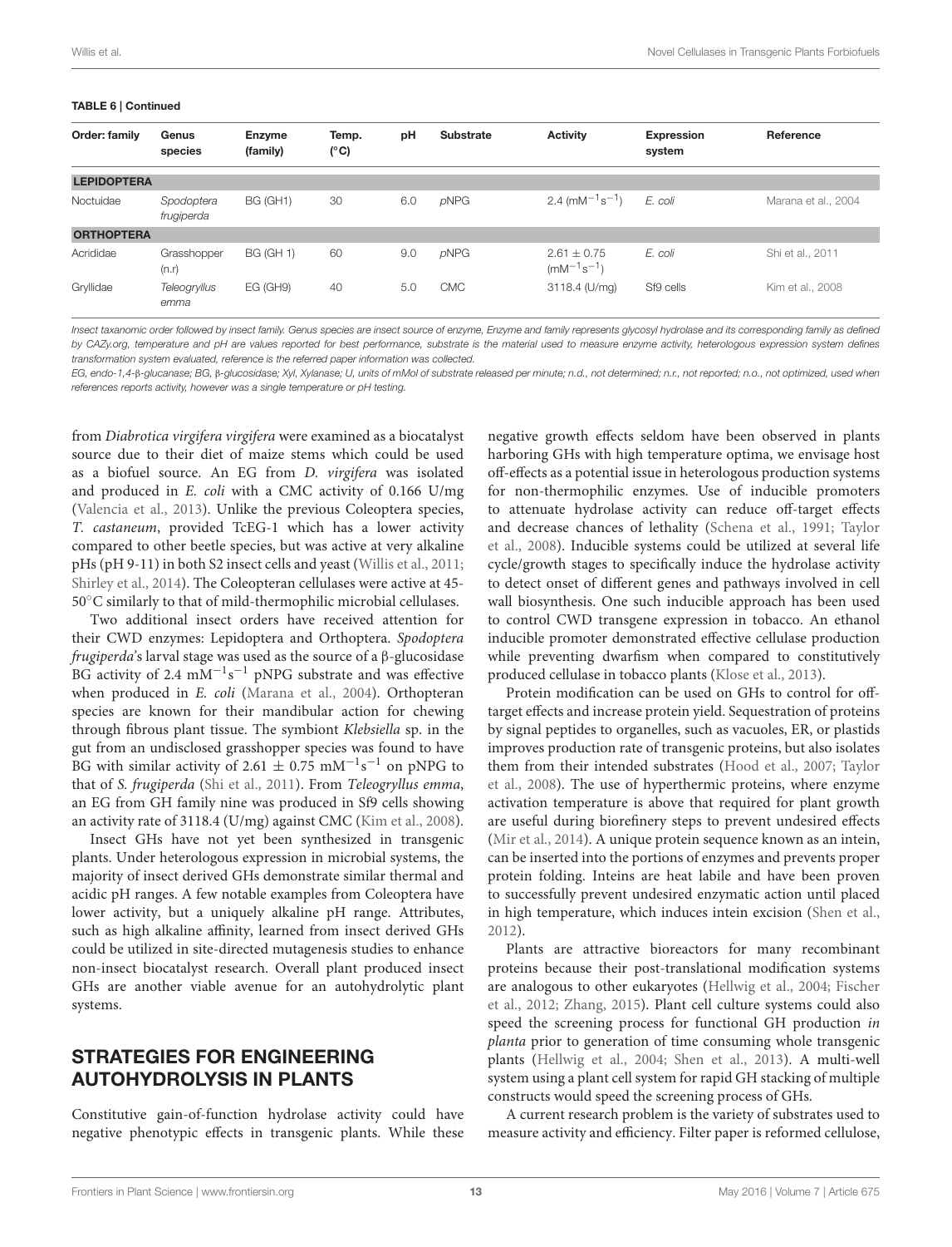**TABLE 6 | Continued**

| Order: family | Genus species | Enzyme (family) | Temp. (°C) | pH | Substrate | Activity | Expression system | Reference |
|---|---|---|---|---|---|---|---|---|
| **LEPIDOPTERA** | | | | | | | | |
| Noctuidae | *Spodoptera frugiperda* | BG (GH1) | 30 | 6.0 | *p*NPG | 2.4 ($mM^{-1}s^{-1}$) | *E. coli* | Marana et al., 2004 |
| **ORTHOPTERA** | | | | | | | | |
| Acrididae | Grasshopper (n.r) | BG (GH 1) | 60 | 9.0 | *p*NPG | $2.61 \pm 0.75$ ($mM^{-1}s^{-1}$) | *E. coli* | Shi et al., 2011 |
| Gryllidae | *Teleogryllus emma* | EG (GH9) | 40 | 5.0 | CMC | 3118.4 (U/mg) | Sf9 cells | Kim et al., 2008 |

*Insect taxanomic order followed by insect family. Genus species are insect source of enzyme, Enzyme and family represents glycosyl hydrolase and its corresponding family as defined by CAZy.org, temperature and pH are values reported for best performance, substrate is the material used to measure enzyme activity, heterologous expression system defines transformation system evaluated, reference is the referred paper information was collected.*

*EG, endo-1,4-β-glucanase; BG, β-glucosidase; Xyl, Xylanase; U, units of mMol of substrate released per minute; n.d., not determined; n.r., not reported; n.o., not optimized, used when references reports activity, however was a single temperature or pH testing.*

from *Diabrotica virgifera virgifera* were examined as a biocatalyst source due to their diet of maize stems which could be used as a biofuel source. An EG from *D. virgifera* was isolated and produced in *E. coli* with a CMC activity of 0.166 U/mg (Valencia et al., 2013). Unlike the previous Coleoptera species, *T. castaneum*, provided TcEG-1 which has a lower activity compared to other beetle species, but was active at very alkaline pHs (pH 9-11) in both S2 insect cells and yeast (Willis et al., 2011; Shirley et al., 2014). The Coleopteran cellulases were active at 45-50°C similarly to that of mild-thermophilic microbial cellulases.

Two additional insect orders have received attention for their CWD enzymes: Lepidoptera and Orthoptera. *Spodoptera frugiperda*'s larval stage was used as the source of a β-glucosidase BG activity of 2.4 $mM^{-1}s^{-1}$ pNPG substrate and was effective when produced in *E. coli* (Marana et al., 2004). Orthopteran species are known for their mandibular action for chewing through fibrous plant tissue. The symbiont *Klebsiella* sp. in the gut from an undisclosed grasshopper species was found to have BG with similar activity of $2.61 \pm 0.75$ $mM^{-1}s^{-1}$ on pNPG to that of *S. frugiperda* (Shi et al., 2011). From *Teleogryllus emma*, an EG from GH family nine was produced in Sf9 cells showing an activity rate of 3118.4 (U/mg) against CMC (Kim et al., 2008).

Insect GHs have not yet been synthesized in transgenic plants. Under heterologous expression in microbial systems, the majority of insect derived GHs demonstrate similar thermal and acidic pH ranges. A few notable examples from Coleoptera have lower activity, but a uniquely alkaline pH range. Attributes, such as high alkaline affinity, learned from insect derived GHs could be utilized in site-directed mutagenesis studies to enhance non-insect biocatalyst research. Overall plant produced insect GHs are another viable avenue for an autohydrolytic plant systems.

## STRATEGIES FOR ENGINEERING AUTOHYDROLYSIS IN PLANTS

Constitutive gain-of-function hydrolase activity could have negative phenotypic effects in transgenic plants. While these negative growth effects seldom have been observed in plants harboring GHs with high temperature optima, we envisage host off-effects as a potential issue in heterologous production systems for non-thermophilic enzymes. Use of inducible promoters to attenuate hydrolase activity can reduce off-target effects and decrease chances of lethality (Schena et al., 1991; Taylor et al., 2008). Inducible systems could be utilized at several life cycle/growth stages to specifically induce the hydrolase activity to detect onset of different genes and pathways involved in cell wall biosynthesis. One such inducible approach has been used to control CWD transgene expression in tobacco. An ethanol inducible promoter demonstrated effective cellulase production while preventing dwarfism when compared to constitutively produced cellulase in tobacco plants (Klose et al., 2013).

Protein modification can be used on GHs to control for off-target effects and increase protein yield. Sequestration of proteins by signal peptides to organelles, such as vacuoles, ER, or plastids improves production rate of transgenic proteins, but also isolates them from their intended substrates (Hood et al., 2007; Taylor et al., 2008). The use of hyperthermic proteins, where enzyme activation temperature is above that required for plant growth are useful during biorefinery steps to prevent undesired effects (Mir et al., 2014). A unique protein sequence known as an intein, can be inserted into the portions of enzymes and prevents proper protein folding. Inteins are heat labile and have been proven to successfully prevent undesired enzymatic action until placed in high temperature, which induces intein excision (Shen et al., 2012).

Plants are attractive bioreactors for many recombinant proteins because their post-translational modification systems are analogous to other eukaryotes (Hellwig et al., 2004; Fischer et al., 2012; Zhang, 2015). Plant cell culture systems could also speed the screening process for functional GH production *in planta* prior to generation of time consuming whole transgenic plants (Hellwig et al., 2004; Shen et al., 2013). A multi-well system using a plant cell system for rapid GH stacking of multiple constructs would speed the screening process of GHs.

A current research problem is the variety of substrates used to measure activity and efficiency. Filter paper is reformed cellulose,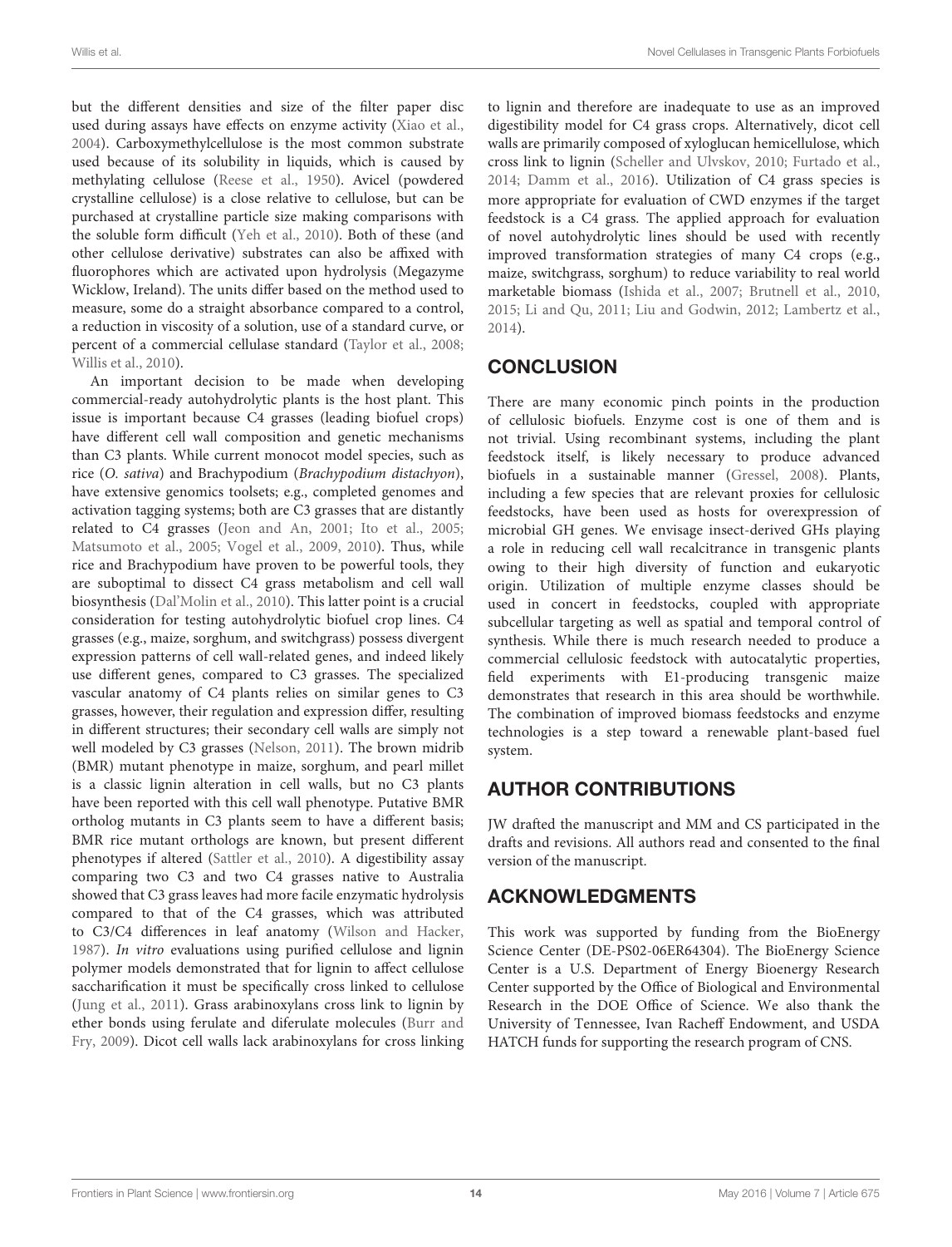but the different densities and size of the filter paper disc used during assays have effects on enzyme activity (Xiao et al., 2004). Carboxymethylcellulose is the most common substrate used because of its solubility in liquids, which is caused by methylating cellulose (Reese et al., 1950). Avicel (powdered crystalline cellulose) is a close relative to cellulose, but can be purchased at crystalline particle size making comparisons with the soluble form difficult (Yeh et al., 2010). Both of these (and other cellulose derivative) substrates can also be affixed with fluorophores which are activated upon hydrolysis (Megazyme Wicklow, Ireland). The units differ based on the method used to measure, some do a straight absorbance compared to a control, a reduction in viscosity of a solution, use of a standard curve, or percent of a commercial cellulase standard (Taylor et al., 2008; Willis et al., 2010).

An important decision to be made when developing commercial-ready autohydrolytic plants is the host plant. This issue is important because C4 grasses (leading biofuel crops) have different cell wall composition and genetic mechanisms than C3 plants. While current monocot model species, such as rice (*O. sativa*) and Brachypodium (*Brachypodium distachyon*), have extensive genomics toolsets; e.g., completed genomes and activation tagging systems; both are C3 grasses that are distantly related to C4 grasses (Jeon and An, 2001; Ito et al., 2005; Matsumoto et al., 2005; Vogel et al., 2009, 2010). Thus, while rice and Brachypodium have proven to be powerful tools, they are suboptimal to dissect C4 grass metabolism and cell wall biosynthesis (Dal'Molin et al., 2010). This latter point is a crucial consideration for testing autohydrolytic biofuel crop lines. C4 grasses (e.g., maize, sorghum, and switchgrass) possess divergent expression patterns of cell wall-related genes, and indeed likely use different genes, compared to C3 grasses. The specialized vascular anatomy of C4 plants relies on similar genes to C3 grasses, however, their regulation and expression differ, resulting in different structures; their secondary cell walls are simply not well modeled by C3 grasses (Nelson, 2011). The brown midrib (BMR) mutant phenotype in maize, sorghum, and pearl millet is a classic lignin alteration in cell walls, but no C3 plants have been reported with this cell wall phenotype. Putative BMR ortholog mutants in C3 plants seem to have a different basis; BMR rice mutant orthologs are known, but present different phenotypes if altered (Sattler et al., 2010). A digestibility assay comparing two C3 and two C4 grasses native to Australia showed that C3 grass leaves had more facile enzymatic hydrolysis compared to that of the C4 grasses, which was attributed to C3/C4 differences in leaf anatomy (Wilson and Hacker, 1987). *In vitro* evaluations using purified cellulose and lignin polymer models demonstrated that for lignin to affect cellulose saccharification it must be specifically cross linked to cellulose (Jung et al., 2011). Grass arabinoxylans cross link to lignin by ether bonds using ferulate and diferulate molecules (Burr and Fry, 2009). Dicot cell walls lack arabinoxylans for cross linking to lignin and therefore are inadequate to use as an improved digestibility model for C4 grass crops. Alternatively, dicot cell walls are primarily composed of xyloglucan hemicellulose, which cross link to lignin (Scheller and Ulvskov, 2010; Furtado et al., 2014; Damm et al., 2016). Utilization of C4 grass species is more appropriate for evaluation of CWD enzymes if the target feedstock is a C4 grass. The applied approach for evaluation of novel autohydrolytic lines should be used with recently improved transformation strategies of many C4 crops (e.g., maize, switchgrass, sorghum) to reduce variability to real world marketable biomass (Ishida et al., 2007; Brutnell et al., 2010, 2015; Li and Qu, 2011; Liu and Godwin, 2012; Lambertz et al., 2014).

## CONCLUSION

There are many economic pinch points in the production of cellulosic biofuels. Enzyme cost is one of them and is not trivial. Using recombinant systems, including the plant feedstock itself, is likely necessary to produce advanced biofuels in a sustainable manner (Gressel, 2008). Plants, including a few species that are relevant proxies for cellulosic feedstocks, have been used as hosts for overexpression of microbial GH genes. We envisage insect-derived GHs playing a role in reducing cell wall recalcitrance in transgenic plants owing to their high diversity of function and eukaryotic origin. Utilization of multiple enzyme classes should be used in concert in feedstocks, coupled with appropriate subcellular targeting as well as spatial and temporal control of synthesis. While there is much research needed to produce a commercial cellulosic feedstock with autocatalytic properties, field experiments with E1-producing transgenic maize demonstrates that research in this area should be worthwhile. The combination of improved biomass feedstocks and enzyme technologies is a step toward a renewable plant-based fuel system.

## AUTHOR CONTRIBUTIONS

JW drafted the manuscript and MM and CS participated in the drafts and revisions. All authors read and consented to the final version of the manuscript.

## ACKNOWLEDGMENTS

This work was supported by funding from the BioEnergy Science Center (DE-PS02-06ER64304). The BioEnergy Science Center is a U.S. Department of Energy Bioenergy Research Center supported by the Office of Biological and Environmental Research in the DOE Office of Science. We also thank the University of Tennessee, Ivan Racheff Endowment, and USDA HATCH funds for supporting the research program of CNS.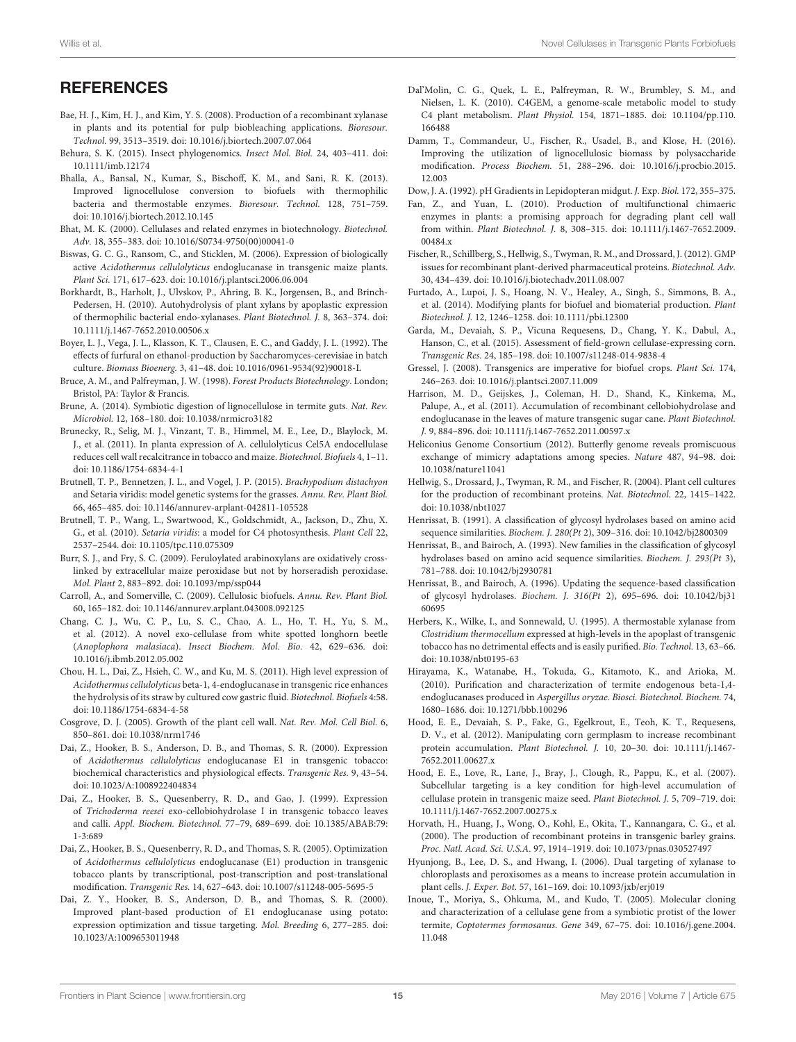## REFERENCES

Bae, H. J., Kim, H. J., and Kim, Y. S. (2008). Production of a recombinant xylanase in plants and its potential for pulp biobleaching applications. *Bioresour. Technol.* 99, 3513–3519. doi: 10.1016/j.biortech.2007.07.064

Behura, S. K. (2015). Insect phylogenomics. *Insect Mol. Biol.* 24, 403–411. doi: 10.1111/imb.12174

Bhalla, A., Bansal, N., Kumar, S., Bischoff, K. M., and Sani, R. K. (2013). Improved lignocellulose conversion to biofuels with thermophilic bacteria and thermostable enzymes. *Bioresour. Technol.* 128, 751–759. doi: 10.1016/j.biortech.2012.10.145

Bhat, M. K. (2000). Cellulases and related enzymes in biotechnology. *Biotechnol. Adv.* 18, 355–383. doi: 10.1016/S0734-9750(00)00041-0

Biswas, G. C. G., Ransom, C., and Sticklen, M. (2006). Expression of biologically active *Acidothermus cellulolyticus* endoglucanase in transgenic maize plants. *Plant Sci.* 171, 617–623. doi: 10.1016/j.plantsci.2006.06.004

Borkhardt, B., Harholt, J., Ulvskov, P., Ahring, B. K., Jorgensen, B., and Brinch-Pedersen, H. (2010). Autohydrolysis of plant xylans by apoplastic expression of thermophilic bacterial endo-xylanases. *Plant Biotechnol. J.* 8, 363–374. doi: 10.1111/j.1467-7652.2010.00506.x

Boyer, L. J., Vega, J. L., Klasson, K. T., Clausen, E. C., and Gaddy, J. L. (1992). The effects of furfural on ethanol-production by Saccharomyces-cerevisiae in batch culture. *Biomass Bioenerg.* 3, 41–48. doi: 10.1016/0961-9534(92)90018-L

Bruce, A. M., and Palfreyman, J. W. (1998). *Forest Products Biotechnology*. London; Bristol, PA: Taylor & Francis.

Brune, A. (2014). Symbiotic digestion of lignocellulose in termite guts. *Nat. Rev. Microbiol.* 12, 168–180. doi: 10.1038/nrmicro3182

Brunecky, R., Selig, M. J., Vinzant, T. B., Himmel, M. E., Lee, D., Blaylock, M. J., et al. (2011). In planta expression of A. cellulolyticus Cel5A endocellulase reduces cell wall recalcitrance in tobacco and maize. *Biotechnol. Biofuels* 4, 1–11. doi: 10.1186/1754-6834-4-1

Brutnell, T. P., Bennetzen, J. L., and Vogel, J. P. (2015). *Brachypodium distachyon* and Setaria viridis: model genetic systems for the grasses. *Annu. Rev. Plant Biol.* 66, 465–485. doi: 10.1146/annurev-arplant-042811-105528

Brutnell, T. P., Wang, L., Swartwood, K., Goldschmidt, A., Jackson, D., Zhu, X. G., et al. (2010). *Setaria viridis*: a model for C4 photosynthesis. *Plant Cell* 22, 2537–2544. doi: 10.1105/tpc.110.075309

Burr, S. J., and Fry, S. C. (2009). Feruloylated arabinoxylans are oxidatively cross-linked by extracellular maize peroxidase but not by horseradish peroxidase. *Mol. Plant* 2, 883–892. doi: 10.1093/mp/ssp044

Carroll, A., and Somerville, C. (2009). Cellulosic biofuels. *Annu. Rev. Plant Biol.* 60, 165–182. doi: 10.1146/annurev.arplant.043008.092125

Chang, C. J., Wu, C. P., Lu, S. C., Chao, A. L., Ho, T. H., Yu, S. M., et al. (2012). A novel exo-cellulase from white spotted longhorn beetle (*Anoplophora malasiaca*). *Insect Biochem. Mol. Bio.* 42, 629–636. doi: 10.1016/j.ibmb.2012.05.002

Chou, H. L., Dai, Z., Hsieh, C. W., and Ku, M. S. (2011). High level expression of *Acidothermus cellulolyticus* beta-1, 4-endoglucanase in transgenic rice enhances the hydrolysis of its straw by cultured cow gastric fluid. *Biotechnol. Biofuels* 4:58. doi: 10.1186/1754-6834-4-58

Cosgrove, D. J. (2005). Growth of the plant cell wall. *Nat. Rev. Mol. Cell Biol.* 6, 850–861. doi: 10.1038/nrm1746

Dai, Z., Hooker, B. S., Anderson, D. B., and Thomas, S. R. (2000). Expression of *Acidothermus cellulolyticus* endoglucanase E1 in transgenic tobacco: biochemical characteristics and physiological effects. *Transgenic Res.* 9, 43–54. doi: 10.1023/A:1008922404834

Dai, Z., Hooker, B. S., Quesenberry, R. D., and Gao, J. (1999). Expression of *Trichoderma reesei* exo-cellobiohydrolase I in transgenic tobacco leaves and calli. *Appl. Biochem. Biotechnol.* 77–79, 689–699. doi: 10.1385/ABAB:79:1-3:689

Dai, Z., Hooker, B. S., Quesenberry, R. D., and Thomas, S. R. (2005). Optimization of *Acidothermus cellulolyticus* endoglucanase (E1) production in transgenic tobacco plants by transcriptional, post-transcription and post-translational modification. *Transgenic Res.* 14, 627–643. doi: 10.1007/s11248-005-5695-5

Dai, Z. Y., Hooker, B. S., Anderson, D. B., and Thomas, S. R. (2000). Improved plant-based production of E1 endoglucanase using potato: expression optimization and tissue targeting. *Mol. Breeding* 6, 277–285. doi: 10.1023/A:1009653011948

Dal'Molin, C. G., Quek, L. E., Palfreyman, R. W., Brumbley, S. M., and Nielsen, L. K. (2010). C4GEM, a genome-scale metabolic model to study C4 plant metabolism. *Plant Physiol.* 154, 1871–1885. doi: 10.1104/pp.110.166488

Damm, T., Commandeur, U., Fischer, R., Usadel, B., and Klose, H. (2016). Improving the utilization of lignocellulosic biomass by polysaccharide modification. *Process Biochem.* 51, 288–296. doi: 10.1016/j.procbio.2015.12.003

Dow, J. A. (1992). pH Gradients in Lepidopteran midgut. *J. Exp. Biol.* 172, 355–375.

Fan, Z., and Yuan, L. (2010). Production of multifunctional chimaeric enzymes in plants: a promising approach for degrading plant cell wall from within. *Plant Biotechnol. J.* 8, 308–315. doi: 10.1111/j.1467-7652.2009.00484.x

Fischer, R., Schillberg, S., Hellwig, S., Twyman, R. M., and Drossard, J. (2012). GMP issues for recombinant plant-derived pharmaceutical proteins. *Biotechnol. Adv.* 30, 434–439. doi: 10.1016/j.biotechadv.2011.08.007

Furtado, A., Lupoi, J. S., Hoang, N. V., Healey, A., Singh, S., Simmons, B. A., et al. (2014). Modifying plants for biofuel and biomaterial production. *Plant Biotechnol. J.* 12, 1246–1258. doi: 10.1111/pbi.12300

Garda, M., Devaiah, S. P., Vicuna Requesens, D., Chang, Y. K., Dabul, A., Hanson, C., et al. (2015). Assessment of field-grown cellulase-expressing corn. *Transgenic Res.* 24, 185–198. doi: 10.1007/s11248-014-9838-4

Gressel, J. (2008). Transgenics are imperative for biofuel crops. *Plant Sci.* 174, 246–263. doi: 10.1016/j.plantsci.2007.11.009

Harrison, M. D., Geijskes, J., Coleman, H. D., Shand, K., Kinkema, M., Palupe, A., et al. (2011). Accumulation of recombinant cellobiohydrolase and endoglucanase in the leaves of mature transgenic sugar cane. *Plant Biotechnol. J.* 9, 884–896. doi: 10.1111/j.1467-7652.2011.00597.x

Heliconius Genome Consortium (2012). Butterfly genome reveals promiscuous exchange of mimicry adaptations among species. *Nature* 487, 94–98. doi: 10.1038/nature11041

Hellwig, S., Drossard, J., Twyman, R. M., and Fischer, R. (2004). Plant cell cultures for the production of recombinant proteins. *Nat. Biotechnol.* 22, 1415–1422. doi: 10.1038/nbt1027

Henrissat, B. (1991). A classification of glycosyl hydrolases based on amino acid sequence similarities. *Biochem. J. 280(Pt 2)*, 309–316. doi: 10.1042/bj2800309

Henrissat, B., and Bairoch, A. (1993). New families in the classification of glycosyl hydrolases based on amino acid sequence similarities. *Biochem. J. 293(Pt 3)*, 781–788. doi: 10.1042/bj2930781

Henrissat, B., and Bairoch, A. (1996). Updating the sequence-based classification of glycosyl hydrolases. *Biochem. J. 316(Pt 2)*, 695–696. doi: 10.1042/bj3160695

Herbers, K., Wilke, I., and Sonnewald, U. (1995). A thermostable xylanase from *Clostridium thermocellum* expressed at high-levels in the apoplast of transgenic tobacco has no detrimental effects and is easily purified. *Bio. Technol.* 13, 63–66. doi: 10.1038/nbt0195-63

Hirayama, K., Watanabe, H., Tokuda, G., Kitamoto, K., and Arioka, M. (2010). Purification and characterization of termite endogenous beta-1,4-endoglucanases produced in *Aspergillus oryzae*. *Biosci. Biotechnol. Biochem.* 74, 1680–1686. doi: 10.1271/bbb.100296

Hood, E. E., Devaiah, S. P., Fake, G., Egelkrout, E., Teoh, K. T., Requesens, D. V., et al. (2012). Manipulating corn germplasm to increase recombinant protein accumulation. *Plant Biotechnol. J.* 10, 20–30. doi: 10.1111/j.1467-7652.2011.00627.x

Hood, E. E., Love, R., Lane, J., Bray, J., Clough, R., Pappu, K., et al. (2007). Subcellular targeting is a key condition for high-level accumulation of cellulase protein in transgenic maize seed. *Plant Biotechnol. J.* 5, 709–719. doi: 10.1111/j.1467-7652.2007.00275.x

Horvath, H., Huang, J., Wong, O., Kohl, E., Okita, T., Kannangara, C. G., et al. (2000). The production of recombinant proteins in transgenic barley grains. *Proc. Natl. Acad. Sci. U.S.A.* 97, 1914–1919. doi: 10.1073/pnas.030527497

Hyunjong, B., Lee, D. S., and Hwang, I. (2006). Dual targeting of xylanase to chloroplasts and peroxisomes as a means to increase protein accumulation in plant cells. *J. Exper. Bot.* 57, 161–169. doi: 10.1093/jxb/erj019

Inoue, T., Moriya, S., Ohkuma, M., and Kudo, T. (2005). Molecular cloning and characterization of a cellulase gene from a symbiotic protist of the lower termite, *Coptotermes formosanus*. *Gene* 349, 67–75. doi: 10.1016/j.gene.2004.11.048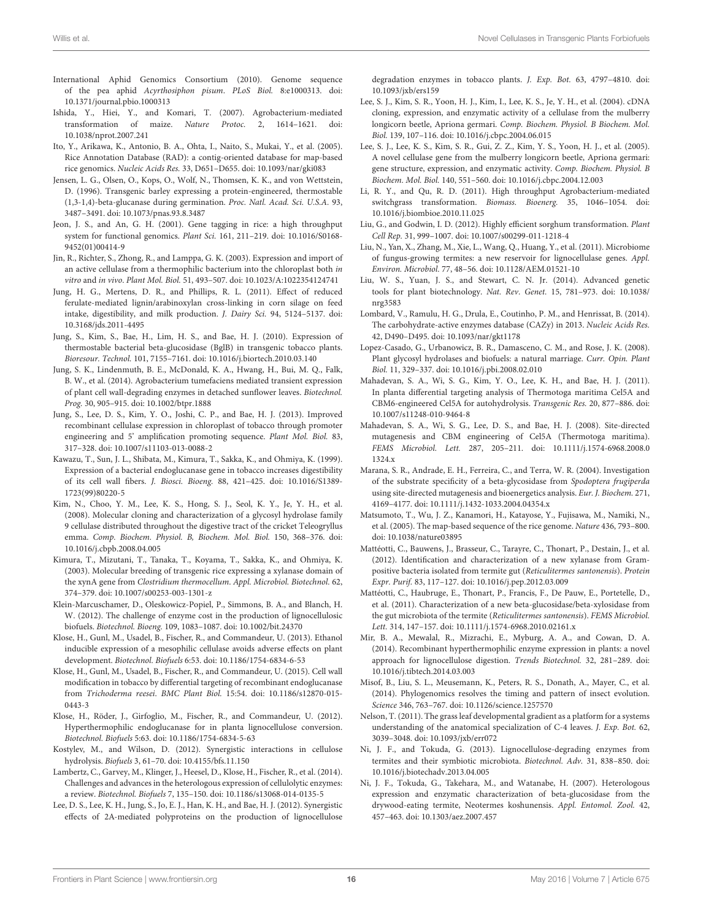International Aphid Genomics Consortium (2010). Genome sequence of the pea aphid *Acyrthosiphon pisum*. *PLoS Biol.* 8:e1000313. doi: 10.1371/journal.pbio.1000313

Ishida, Y., Hiei, Y., and Komari, T. (2007). Agrobacterium-mediated transformation of maize. *Nature Protoc.* 2, 1614–1621. doi: 10.1038/nprot.2007.241

Ito, Y., Arikawa, K., Antonio, B. A., Ohta, I., Naito, S., Mukai, Y., et al. (2005). Rice Annotation Database (RAD): a contig-oriented database for map-based rice genomics. *Nucleic Acids Res.* 33, D651–D655. doi: 10.1093/nar/gki083

Jensen, L. G., Olsen, O., Kops, O., Wolf, N., Thomsen, K. K., and von Wettstein, D. (1996). Transgenic barley expressing a protein-engineered, thermostable (1,3-1,4)-beta-glucanase during germination. *Proc. Natl. Acad. Sci. U.S.A.* 93, 3487–3491. doi: 10.1073/pnas.93.8.3487

Jeon, J. S., and An, G. H. (2001). Gene tagging in rice: a high throughput system for functional genomics. *Plant Sci.* 161, 211–219. doi: 10.1016/S0168-9452(01)00414-9

Jin, R., Richter, S., Zhong, R., and Lamppa, G. K. (2003). Expression and import of an active cellulase from a thermophilic bacterium into the chloroplast both *in vitro* and *in vivo*. *Plant Mol. Biol.* 51, 493–507. doi: 10.1023/A:1022354124741

Jung, H. G., Mertens, D. R., and Phillips, R. L. (2011). Effect of reduced ferulate-mediated lignin/arabinoxylan cross-linking in corn silage on feed intake, digestibility, and milk production. *J. Dairy Sci.* 94, 5124–5137. doi: 10.3168/jds.2011-4495

Jung, S., Kim, S., Bae, H., Lim, H. S., and Bae, H. J. (2010). Expression of thermostable bacterial beta-glucosidase (BglB) in transgenic tobacco plants. *Bioresour. Technol.* 101, 7155–7161. doi: 10.1016/j.biortech.2010.03.140

Jung, S. K., Lindenmuth, B. E., McDonald, K. A., Hwang, H., Bui, M. Q., Falk, B. W., et al. (2014). Agrobacterium tumefaciens mediated transient expression of plant cell wall-degrading enzymes in detached sunflower leaves. *Biotechnol. Prog.* 30, 905–915. doi: 10.1002/btpr.1888

Jung, S., Lee, D. S., Kim, Y. O., Joshi, C. P., and Bae, H. J. (2013). Improved recombinant cellulase expression in chloroplast of tobacco through promoter engineering and 5' amplification promoting sequence. *Plant Mol. Biol.* 83, 317–328. doi: 10.1007/s11103-013-0088-2

Kawazu, T., Sun, J. L., Shibata, M., Kimura, T., Sakka, K., and Ohmiya, K. (1999). Expression of a bacterial endoglucanase gene in tobacco increases digestibility of its cell wall fibers. *J. Biosci. Bioeng.* 88, 421–425. doi: 10.1016/S1389-1723(99)80220-5

Kim, N., Choo, Y. M., Lee, K. S., Hong, S. J., Seol, K. Y., Je, Y. H., et al. (2008). Molecular cloning and characterization of a glycosyl hydrolase family 9 cellulase distributed throughout the digestive tract of the cricket Teleogryllus emma. *Comp. Biochem. Physiol. B, Biochem. Mol. Biol.* 150, 368–376. doi: 10.1016/j.cbpb.2008.04.005

Kimura, T., Mizutani, T., Tanaka, T., Koyama, T., Sakka, K., and Ohmiya, K. (2003). Molecular breeding of transgenic rice expressing a xylanase domain of the xynA gene from *Clostridium thermocellum*. *Appl. Microbiol. Biotechnol.* 62, 374–379. doi: 10.1007/s00253-003-1301-z

Klein-Marcuschamer, D., Oleskowicz-Popiel, P., Simmons, B. A., and Blanch, H. W. (2012). The challenge of enzyme cost in the production of lignocellulosic biofuels. *Biotechnol. Bioeng.* 109, 1083–1087. doi: 10.1002/bit.24370

Klose, H., Gunl, M., Usadel, B., Fischer, R., and Commandeur, U. (2013). Ethanol inducible expression of a mesophilic cellulase avoids adverse effects on plant development. *Biotechnol. Biofuels* 6:53. doi: 10.1186/1754-6834-6-53

Klose, H., Gunl, M., Usadel, B., Fischer, R., and Commandeur, U. (2015). Cell wall modification in tobacco by differential targeting of recombinant endoglucanase from *Trichoderma reesei*. *BMC Plant Biol.* 15:54. doi: 10.1186/s12870-015-0443-3

Klose, H., Röder, J., Girfoglio, M., Fischer, R., and Commandeur, U. (2012). Hyperthermophilic endoglucanase for in planta lignocellulose conversion. *Biotechnol. Biofuels* 5:63. doi: 10.1186/1754-6834-5-63

Kostylev, M., and Wilson, D. (2012). Synergistic interactions in cellulose hydrolysis. *Biofuels* 3, 61–70. doi: 10.4155/bfs.11.150

Lambertz, C., Garvey, M., Klinger, J., Heesel, D., Klose, H., Fischer, R., et al. (2014). Challenges and advances in the heterologous expression of cellulolytic enzymes: a review. *Biotechnol. Biofuels* 7, 135–150. doi: 10.1186/s13068-014-0135-5

Lee, D. S., Lee, K. H., Jung, S., Jo, E. J., Han, K. H., and Bae, H. J. (2012). Synergistic effects of 2A-mediated polyproteins on the production of lignocellulose degradation enzymes in tobacco plants. *J. Exp. Bot.* 63, 4797–4810. doi: 10.1093/jxb/ers159

Lee, S. J., Kim, S. R., Yoon, H. J., Kim, I., Lee, K. S., Je, Y. H., et al. (2004). cDNA cloning, expression, and enzymatic activity of a cellulase from the mulberry longicorn beetle, Apriona germari. *Comp. Biochem. Physiol. B Biochem. Mol. Biol.* 139, 107–116. doi: 10.1016/j.cbpc.2004.06.015

Lee, S. J., Lee, K. S., Kim, S. R., Gui, Z. Z., Kim, Y. S., Yoon, H. J., et al. (2005). A novel cellulase gene from the mulberry longicorn beetle, Apriona germari: gene structure, expression, and enzymatic activity. *Comp. Biochem. Physiol. B Biochem. Mol. Biol.* 140, 551–560. doi: 10.1016/j.cbpc.2004.12.003

Li, R. Y., and Qu, R. D. (2011). High throughput Agrobacterium-mediated switchgrass transformation. *Biomass. Bioenerg.* 35, 1046–1054. doi: 10.1016/j.biombioe.2010.11.025

Liu, G., and Godwin, I. D. (2012). Highly efficient sorghum transformation. *Plant Cell Rep.* 31, 999–1007. doi: 10.1007/s00299-011-1218-4

Liu, N., Yan, X., Zhang, M., Xie, L., Wang, Q., Huang, Y., et al. (2011). Microbiome of fungus-growing termites: a new reservoir for lignocellulase genes. *Appl. Environ. Microbiol.* 77, 48–56. doi: 10.1128/AEM.01521-10

Liu, W. S., Yuan, J. S., and Stewart, C. N. Jr. (2014). Advanced genetic tools for plant biotechnology. *Nat. Rev. Genet.* 15, 781–973. doi: 10.1038/nrg3583

Lombard, V., Ramulu, H. G., Drula, E., Coutinho, P. M., and Henrissat, B. (2014). The carbohydrate-active enzymes database (CAZy) in 2013. *Nucleic Acids Res.* 42, D490–D495. doi: 10.1093/nar/gkt1178

Lopez-Casado, G., Urbanowicz, B. R., Damasceno, C. M., and Rose, J. K. (2008). Plant glycosyl hydrolases and biofuels: a natural marriage. *Curr. Opin. Plant Biol.* 11, 329–337. doi: 10.1016/j.pbi.2008.02.010

Mahadevan, S. A., Wi, S. G., Kim, Y. O., Lee, K. H., and Bae, H. J. (2011). In planta differential targeting analysis of Thermotoga maritima Cel5A and CBM6-engineered Cel5A for autohydrolysis. *Transgenic Res.* 20, 877–886. doi: 10.1007/s11248-010-9464-8

Mahadevan, S. A., Wi, S. G., Lee, D. S., and Bae, H. J. (2008). Site-directed mutagenesis and CBM engineering of Cel5A (Thermotoga maritima). *FEMS Microbiol. Lett.* 287, 205–211. doi: 10.1111/j.1574-6968.2008.01324.x

Marana, S. R., Andrade, E. H., Ferreira, C., and Terra, W. R. (2004). Investigation of the substrate specificity of a beta-glycosidase from *Spodoptera frugiperda* using site-directed mutagenesis and bioenergetics analysis. *Eur. J. Biochem.* 271, 4169–4177. doi: 10.1111/j.1432-1033.2004.04354.x

Matsumoto, T., Wu, J. Z., Kanamori, H., Katayose, Y., Fujisawa, M., Namiki, N., et al. (2005). The map-based sequence of the rice genome. *Nature* 436, 793–800. doi: 10.1038/nature03895

Mattéotti, C., Bauwens, J., Brasseur, C., Tarayre, C., Thonart, P., Destain, J., et al. (2012). Identification and characterization of a new xylanase from Gram-positive bacteria isolated from termite gut (*Reticulitermes santonensis*). *Protein Expr. Purif.* 83, 117–127. doi: 10.1016/j.pep.2012.03.009

Mattéotti, C., Haubruge, E., Thonart, P., Francis, F., De Pauw, E., Portetelle, D., et al. (2011). Characterization of a new beta-glucosidase/beta-xylosidase from the gut microbiota of the termite (*Reticulitermes santonensis*). *FEMS Microbiol. Lett.* 314, 147–157. doi: 10.1111/j.1574-6968.2010.02161.x

Mir, B. A., Mewalal, R., Mizrachi, E., Myburg, A. A., and Cowan, D. A. (2014). Recombinant hyperthermophilic enzyme expression in plants: a novel approach for lignocellulose digestion. *Trends Biotechnol.* 32, 281–289. doi: 10.1016/j.tibtech.2014.03.003

Misof, B., Liu, S. L., Meusemann, K., Peters, R. S., Donath, A., Mayer, C., et al. (2014). Phylogenomics resolves the timing and pattern of insect evolution. *Science* 346, 763–767. doi: 10.1126/science.1257570

Nelson, T. (2011). The grass leaf developmental gradient as a platform for a systems understanding of the anatomical specialization of C-4 leaves. *J. Exp. Bot.* 62, 3039–3048. doi: 10.1093/jxb/err072

Ni, J. F., and Tokuda, G. (2013). Lignocellulose-degrading enzymes from termites and their symbiotic microbiota. *Biotechnol. Adv.* 31, 838–850. doi: 10.1016/j.biotechadv.2013.04.005

Ni, J. F., Tokuda, G., Takehara, M., and Watanabe, H. (2007). Heterologous expression and enzymatic characterization of beta-glucosidase from the drywood-eating termite, Neotermes koshunensis. *Appl. Entomol. Zool.* 42, 457–463. doi: 10.1303/aez.2007.457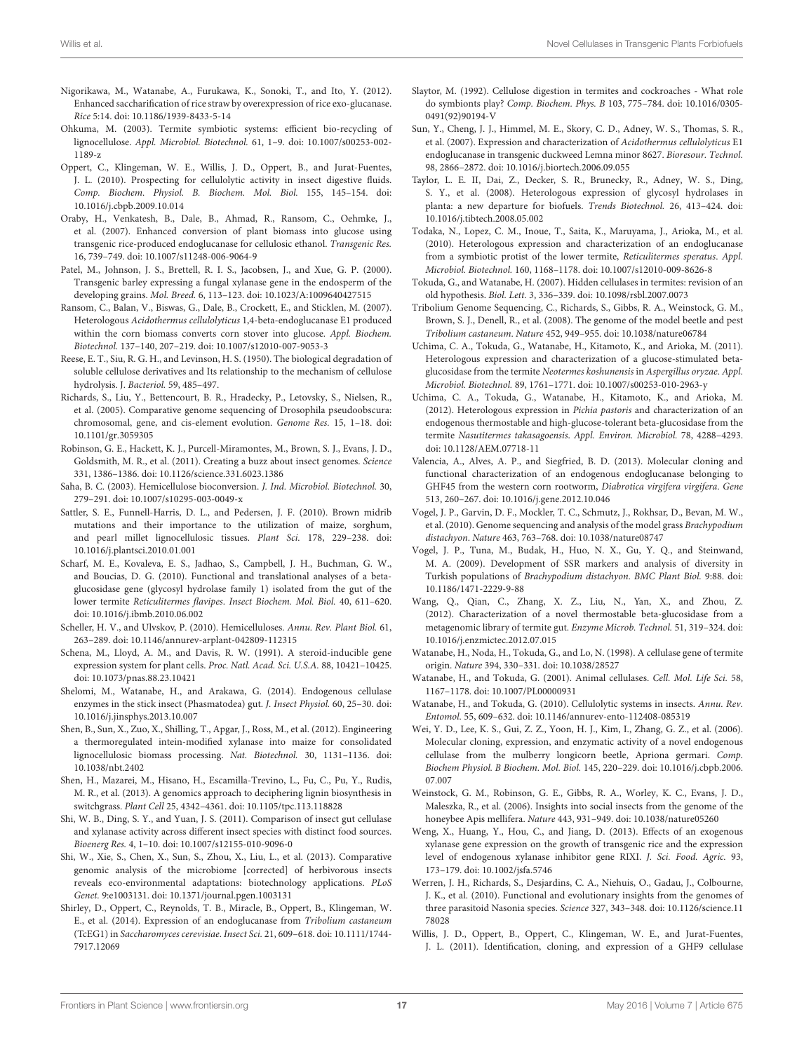Nigorikawa, M., Watanabe, A., Furukawa, K., Sonoki, T., and Ito, Y. (2012). Enhanced saccharification of rice straw by overexpression of rice exo-glucanase. *Rice* 5:14. doi: 10.1186/1939-8433-5-14

Ohkuma, M. (2003). Termite symbiotic systems: efficient bio-recycling of lignocellulose. *Appl. Microbiol. Biotechnol.* 61, 1–9. doi: 10.1007/s00253-002-1189-z

Oppert, C., Klingeman, W. E., Willis, J. D., Oppert, B., and Jurat-Fuentes, J. L. (2010). Prospecting for cellulolytic activity in insect digestive fluids. *Comp. Biochem. Physiol. B. Biochem. Mol. Biol.* 155, 145–154. doi: 10.1016/j.cbpb.2009.10.014

Oraby, H., Venkatesh, B., Dale, B., Ahmad, R., Ransom, C., Oehmke, J., et al. (2007). Enhanced conversion of plant biomass into glucose using transgenic rice-produced endoglucanase for cellulosic ethanol. *Transgenic Res.* 16, 739–749. doi: 10.1007/s11248-006-9064-9

Patel, M., Johnson, J. S., Brettell, R. I. S., Jacobsen, J., and Xue, G. P. (2000). Transgenic barley expressing a fungal xylanase gene in the endosperm of the developing grains. *Mol. Breed.* 6, 113–123. doi: 10.1023/A:1009640427515

Ransom, C., Balan, V., Biswas, G., Dale, B., Crockett, E., and Sticklen, M. (2007). Heterologous *Acidothermus cellulolyticus* 1,4-beta-endoglucanase E1 produced within the corn biomass converts corn stover into glucose. *Appl. Biochem. Biotechnol.* 137–140, 207–219. doi: 10.1007/s12010-007-9053-3

Reese, E. T., Siu, R. G. H., and Levinson, H. S. (1950). The biological degradation of soluble cellulose derivatives and Its relationship to the mechanism of cellulose hydrolysis. J. *Bacteriol.* 59, 485–497.

Richards, S., Liu, Y., Bettencourt, B. R., Hradecky, P., Letovsky, S., Nielsen, R., et al. (2005). Comparative genome sequencing of Drosophila pseudoobscura: chromosomal, gene, and cis-element evolution. *Genome Res.* 15, 1–18. doi: 10.1101/gr.3059305

Robinson, G. E., Hackett, K. J., Purcell-Miramontes, M., Brown, S. J., Evans, J. D., Goldsmith, M. R., et al. (2011). Creating a buzz about insect genomes. *Science* 331, 1386–1386. doi: 10.1126/science.331.6023.1386

Saha, B. C. (2003). Hemicellulose bioconversion. *J. Ind. Microbiol. Biotechnol.* 30, 279–291. doi: 10.1007/s10295-003-0049-x

Sattler, S. E., Funnell-Harris, D. L., and Pedersen, J. F. (2010). Brown midrib mutations and their importance to the utilization of maize, sorghum, and pearl millet lignocellulosic tissues. *Plant Sci.* 178, 229–238. doi: 10.1016/j.plantsci.2010.01.001

Scharf, M. E., Kovaleva, E. S., Jadhao, S., Campbell, J. H., Buchman, G. W., and Boucias, D. G. (2010). Functional and translational analyses of a beta-glucosidase gene (glycosyl hydrolase family 1) isolated from the gut of the lower termite *Reticulitermes flavipes*. *Insect Biochem. Mol. Biol.* 40, 611–620. doi: 10.1016/j.ibmb.2010.06.002

Scheller, H. V., and Ulvskov, P. (2010). Hemicelluloses. *Annu. Rev. Plant Biol.* 61, 263–289. doi: 10.1146/annurev-arplant-042809-112315

Schena, M., Lloyd, A. M., and Davis, R. W. (1991). A steroid-inducible gene expression system for plant cells. *Proc. Natl. Acad. Sci. U.S.A.* 88, 10421–10425. doi: 10.1073/pnas.88.23.10421

Shelomi, M., Watanabe, H., and Arakawa, G. (2014). Endogenous cellulase enzymes in the stick insect (Phasmatodea) gut. *J. Insect Physiol.* 60, 25–30. doi: 10.1016/j.jinsphys.2013.10.007

Shen, B., Sun, X., Zuo, X., Shilling, T., Apgar, J., Ross, M., et al. (2012). Engineering a thermoregulated intein-modified xylanase into maize for consolidated lignocellulosic biomass processing. *Nat. Biotechnol.* 30, 1131–1136. doi: 10.1038/nbt.2402

Shen, H., Mazarei, M., Hisano, H., Escamilla-Trevino, L., Fu, C., Pu, Y., Rudis, M. R., et al. (2013). A genomics approach to deciphering lignin biosynthesis in switchgrass. *Plant Cell* 25, 4342–4361. doi: 10.1105/tpc.113.118828

Shi, W. B., Ding, S. Y., and Yuan, J. S. (2011). Comparison of insect gut cellulase and xylanase activity across different insect species with distinct food sources. *Bioenerg Res.* 4, 1–10. doi: 10.1007/s12155-010-9096-0

Shi, W., Xie, S., Chen, X., Sun, S., Zhou, X., Liu, L., et al. (2013). Comparative genomic analysis of the microbiome [corrected] of herbivorous insects reveals eco-environmental adaptations: biotechnology applications. *PLoS Genet.* 9:e1003131. doi: 10.1371/journal.pgen.1003131

Shirley, D., Oppert, C., Reynolds, T. B., Miracle, B., Oppert, B., Klingeman, W. E., et al. (2014). Expression of an endoglucanase from *Tribolium castaneum* (TcEG1) in *Saccharomyces cerevisiae*. *Insect Sci.* 21, 609–618. doi: 10.1111/1744-7917.12069

Slaytor, M. (1992). Cellulose digestion in termites and cockroaches - What role do symbionts play? *Comp. Biochem. Phys. B* 103, 775–784. doi: 10.1016/0305-0491(92)90194-V

Sun, Y., Cheng, J. J., Himmel, M. E., Skory, C. D., Adney, W. S., Thomas, S. R., et al. (2007). Expression and characterization of *Acidothermus cellulolyticus* E1 endoglucanase in transgenic duckweed Lemna minor 8627. *Bioresour. Technol.* 98, 2866–2872. doi: 10.1016/j.biortech.2006.09.055

Taylor, L. E. II, Dai, Z., Decker, S. R., Brunecky, R., Adney, W. S., Ding, S. Y., et al. (2008). Heterologous expression of glycosyl hydrolases in planta: a new departure for biofuels. *Trends Biotechnol.* 26, 413–424. doi: 10.1016/j.tibtech.2008.05.002

Todaka, N., Lopez, C. M., Inoue, T., Saita, K., Maruyama, J., Arioka, M., et al. (2010). Heterologous expression and characterization of an endoglucanase from a symbiotic protist of the lower termite, *Reticulitermes speratus*. *Appl. Microbiol. Biotechnol.* 160, 1168–1178. doi: 10.1007/s12010-009-8626-8

Tokuda, G., and Watanabe, H. (2007). Hidden cellulases in termites: revision of an old hypothesis. *Biol. Lett.* 3, 336–339. doi: 10.1098/rsbl.2007.0073

Tribolium Genome Sequencing, C., Richards, S., Gibbs, R. A., Weinstock, G. M., Brown, S. J., Denell, R., et al. (2008). The genome of the model beetle and pest *Tribolium castaneum*. *Nature* 452, 949–955. doi: 10.1038/nature06784

Uchima, C. A., Tokuda, G., Watanabe, H., Kitamoto, K., and Arioka, M. (2011). Heterologous expression and characterization of a glucose-stimulated beta-glucosidase from the termite *Neotermes koshunensis* in *Aspergillus oryzae*. *Appl. Microbiol. Biotechnol.* 89, 1761–1771. doi: 10.1007/s00253-010-2963-y

Uchima, C. A., Tokuda, G., Watanabe, H., Kitamoto, K., and Arioka, M. (2012). Heterologous expression in *Pichia pastoris* and characterization of an endogenous thermostable and high-glucose-tolerant beta-glucosidase from the termite *Nasutitermes takasagoensis*. *Appl. Environ. Microbiol.* 78, 4288–4293. doi: 10.1128/AEM.07718-11

Valencia, A., Alves, A. P., and Siegfried, B. D. (2013). Molecular cloning and functional characterization of an endogenous endoglucanase belonging to GHF45 from the western corn rootworm, *Diabrotica virgifera virgifera*. *Gene* 513, 260–267. doi: 10.1016/j.gene.2012.10.046

Vogel, J. P., Garvin, D. F., Mockler, T. C., Schmutz, J., Rokhsar, D., Bevan, M. W., et al. (2010). Genome sequencing and analysis of the model grass *Brachypodium distachyon*. *Nature* 463, 763–768. doi: 10.1038/nature08747

Vogel, J. P., Tuna, M., Budak, H., Huo, N. X., Gu, Y. Q., and Steinwand, M. A. (2009). Development of SSR markers and analysis of diversity in Turkish populations of *Brachypodium distachyon*. *BMC Plant Biol.* 9:88. doi: 10.1186/1471-2229-9-88

Wang, Q., Qian, C., Zhang, X. Z., Liu, N., Yan, X., and Zhou, Z. (2012). Characterization of a novel thermostable beta-glucosidase from a metagenomic library of termite gut. *Enzyme Microb. Technol.* 51, 319–324. doi: 10.1016/j.enzmictec.2012.07.015

Watanabe, H., Noda, H., Tokuda, G., and Lo, N. (1998). A cellulase gene of termite origin. *Nature* 394, 330–331. doi: 10.1038/28527

Watanabe, H., and Tokuda, G. (2001). Animal cellulases. *Cell. Mol. Life Sci.* 58, 1167–1178. doi: 10.1007/PL00000931

Watanabe, H., and Tokuda, G. (2010). Cellulolytic systems in insects. *Annu. Rev. Entomol.* 55, 609–632. doi: 10.1146/annurev-ento-112408-085319

Wei, Y. D., Lee, K. S., Gui, Z. Z., Yoon, H. J., Kim, I., Zhang, G. Z., et al. (2006). Molecular cloning, expression, and enzymatic activity of a novel endogenous cellulase from the mulberry longicorn beetle, Apriona germari. *Comp. Biochem Physiol. B Biochem. Mol. Biol.* 145, 220–229. doi: 10.1016/j.cbpb.2006.07.007

Weinstock, G. M., Robinson, G. E., Gibbs, R. A., Worley, K. C., Evans, J. D., Maleszka, R., et al. (2006). Insights into social insects from the genome of the honeybee Apis mellifera. *Nature* 443, 931–949. doi: 10.1038/nature05260

Weng, X., Huang, Y., Hou, C., and Jiang, D. (2013). Effects of an exogenous xylanase gene expression on the growth of transgenic rice and the expression level of endogenous xylanase inhibitor gene RIXI. *J. Sci. Food. Agric.* 93, 173–179. doi: 10.1002/jsfa.5746

Werren, J. H., Richards, S., Desjardins, C. A., Niehuis, O., Gadau, J., Colbourne, J. K., et al. (2010). Functional and evolutionary insights from the genomes of three parasitoid Nasonia species. *Science* 327, 343–348. doi: 10.1126/science.1178028

Willis, J. D., Oppert, B., Oppert, C., Klingeman, W. E., and Jurat-Fuentes, J. L. (2011). Identification, cloning, and expression of a GHF9 cellulase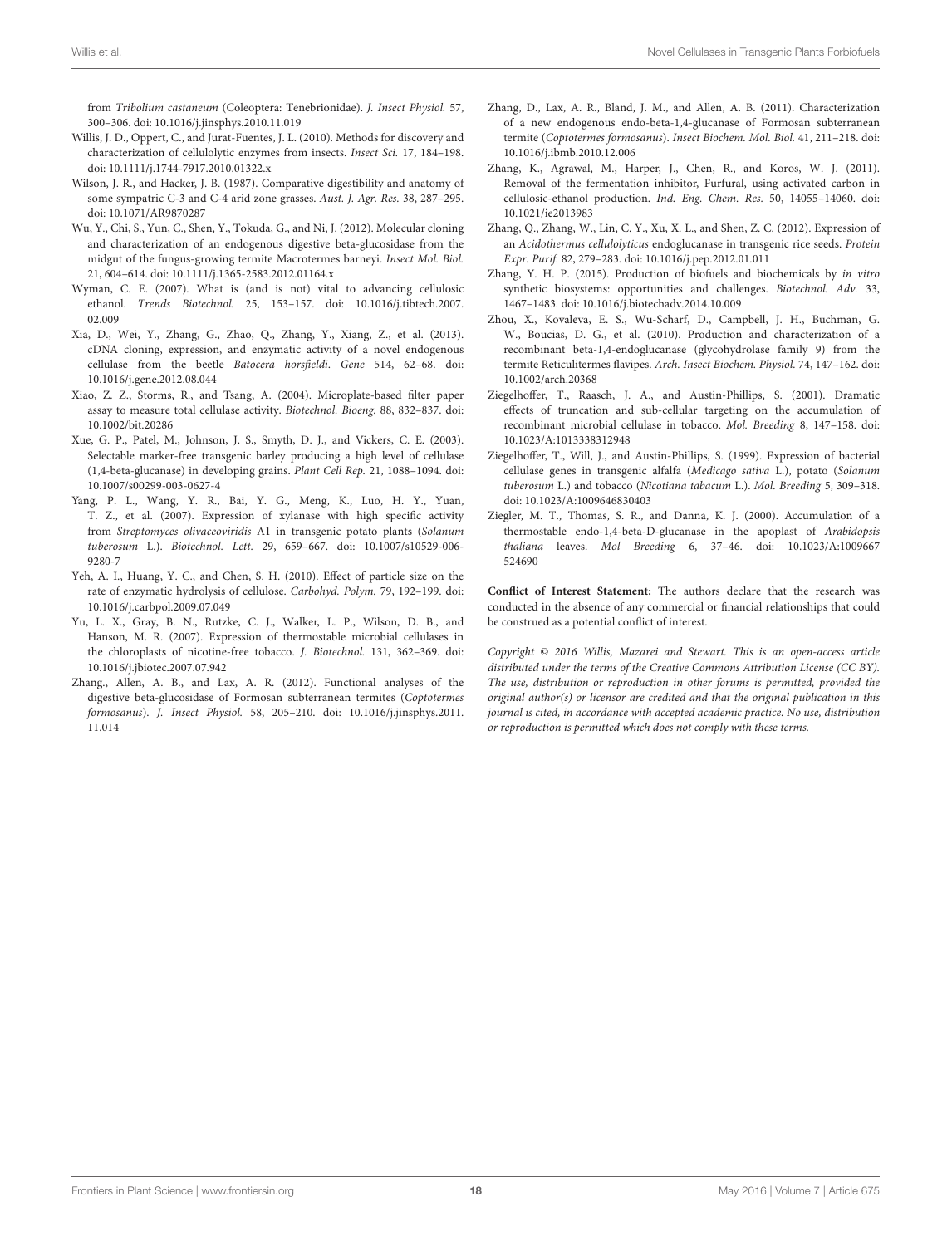from *Tribolium castaneum* (Coleoptera: Tenebrionidae). *J. Insect Physiol.* 57, 300–306. doi: 10.1016/j.jinsphys.2010.11.019

Willis, J. D., Oppert, C., and Jurat-Fuentes, J. L. (2010). Methods for discovery and characterization of cellulolytic enzymes from insects. *Insect Sci.* 17, 184–198. doi: 10.1111/j.1744-7917.2010.01322.x

Wilson, J. R., and Hacker, J. B. (1987). Comparative digestibility and anatomy of some sympatric C-3 and C-4 arid zone grasses. *Aust. J. Agr. Res.* 38, 287–295. doi: 10.1071/AR9870287

Wu, Y., Chi, S., Yun, C., Shen, Y., Tokuda, G., and Ni, J. (2012). Molecular cloning and characterization of an endogenous digestive beta-glucosidase from the midgut of the fungus-growing termite Macrotermes barneyi. *Insect Mol. Biol.* 21, 604–614. doi: 10.1111/j.1365-2583.2012.01164.x

Wyman, C. E. (2007). What is (and is not) vital to advancing cellulosic ethanol. *Trends Biotechnol.* 25, 153–157. doi: 10.1016/j.tibtech.2007.02.009

Xia, D., Wei, Y., Zhang, G., Zhao, Q., Zhang, Y., Xiang, Z., et al. (2013). cDNA cloning, expression, and enzymatic activity of a novel endogenous cellulase from the beetle *Batocera horsfieldi*. *Gene* 514, 62–68. doi: 10.1016/j.gene.2012.08.044

Xiao, Z. Z., Storms, R., and Tsang, A. (2004). Microplate-based filter paper assay to measure total cellulase activity. *Biotechnol. Bioeng.* 88, 832–837. doi: 10.1002/bit.20286

Xue, G. P., Patel, M., Johnson, J. S., Smyth, D. J., and Vickers, C. E. (2003). Selectable marker-free transgenic barley producing a high level of cellulase (1,4-beta-glucanase) in developing grains. *Plant Cell Rep.* 21, 1088–1094. doi: 10.1007/s00299-003-0627-4

Yang, P. L., Wang, Y. R., Bai, Y. G., Meng, K., Luo, H. Y., Yuan, T. Z., et al. (2007). Expression of xylanase with high specific activity from *Streptomyces olivaceoviridis* A1 in transgenic potato plants (*Solanum tuberosum* L.). *Biotechnol. Lett.* 29, 659–667. doi: 10.1007/s10529-006-9280-7

Yeh, A. I., Huang, Y. C., and Chen, S. H. (2010). Effect of particle size on the rate of enzymatic hydrolysis of cellulose. *Carbohyd. Polym.* 79, 192–199. doi: 10.1016/j.carbpol.2009.07.049

Yu, L. X., Gray, B. N., Rutzke, C. J., Walker, L. P., Wilson, D. B., and Hanson, M. R. (2007). Expression of thermostable microbial cellulases in the chloroplasts of nicotine-free tobacco. *J. Biotechnol.* 131, 362–369. doi: 10.1016/j.jbiotec.2007.07.942

Zhang., Allen, A. B., and Lax, A. R. (2012). Functional analyses of the digestive beta-glucosidase of Formosan subterranean termites (*Coptotermes formosanus*). *J. Insect Physiol.* 58, 205–210. doi: 10.1016/j.jinsphys.2011.11.014

Zhang, D., Lax, A. R., Bland, J. M., and Allen, A. B. (2011). Characterization of a new endogenous endo-beta-1,4-glucanase of Formosan subterranean termite (*Coptotermes formosanus*). *Insect Biochem. Mol. Biol.* 41, 211–218. doi: 10.1016/j.ibmb.2010.12.006

Zhang, K., Agrawal, M., Harper, J., Chen, R., and Koros, W. J. (2011). Removal of the fermentation inhibitor, Furfural, using activated carbon in cellulosic-ethanol production. *Ind. Eng. Chem. Res.* 50, 14055–14060. doi: 10.1021/ie2013983

Zhang, Q., Zhang, W., Lin, C. Y., Xu, X. L., and Shen, Z. C. (2012). Expression of an *Acidothermus cellulolyticus* endoglucanase in transgenic rice seeds. *Protein Expr. Purif.* 82, 279–283. doi: 10.1016/j.pep.2012.01.011

Zhang, Y. H. P. (2015). Production of biofuels and biochemicals by *in vitro* synthetic biosystems: opportunities and challenges. *Biotechnol. Adv.* 33, 1467–1483. doi: 10.1016/j.biotechadv.2014.10.009

Zhou, X., Kovaleva, E. S., Wu-Scharf, D., Campbell, J. H., Buchman, G. W., Boucias, D. G., et al. (2010). Production and characterization of a recombinant beta-1,4-endoglucanase (glycohydrolase family 9) from the termite Reticulitermes flavipes. *Arch. Insect Biochem. Physiol.* 74, 147–162. doi: 10.1002/arch.20368

Ziegelhoffer, T., Raasch, J. A., and Austin-Phillips, S. (2001). Dramatic effects of truncation and sub-cellular targeting on the accumulation of recombinant microbial cellulase in tobacco. *Mol. Breeding* 8, 147–158. doi: 10.1023/A:1013338312948

Ziegelhoffer, T., Will, J., and Austin-Phillips, S. (1999). Expression of bacterial cellulase genes in transgenic alfalfa (*Medicago sativa* L.), potato (*Solanum tuberosum* L.) and tobacco (*Nicotiana tabacum* L.). *Mol. Breeding* 5, 309–318. doi: 10.1023/A:1009646830403

Ziegler, M. T., Thomas, S. R., and Danna, K. J. (2000). Accumulation of a thermostable endo-1,4-beta-D-glucanase in the apoplast of *Arabidopsis thaliana* leaves. *Mol Breeding* 6, 37–46. doi: 10.1023/A:1009667524690

**Conflict of Interest Statement:** The authors declare that the research was conducted in the absence of any commercial or financial relationships that could be construed as a potential conflict of interest.

*Copyright © 2016 Willis, Mazarei and Stewart. This is an open-access article distributed under the terms of the Creative Commons Attribution License (CC BY). The use, distribution or reproduction in other forums is permitted, provided the original author(s) or licensor are credited and that the original publication in this journal is cited, in accordance with accepted academic practice. No use, distribution or reproduction is permitted which does not comply with these terms.*